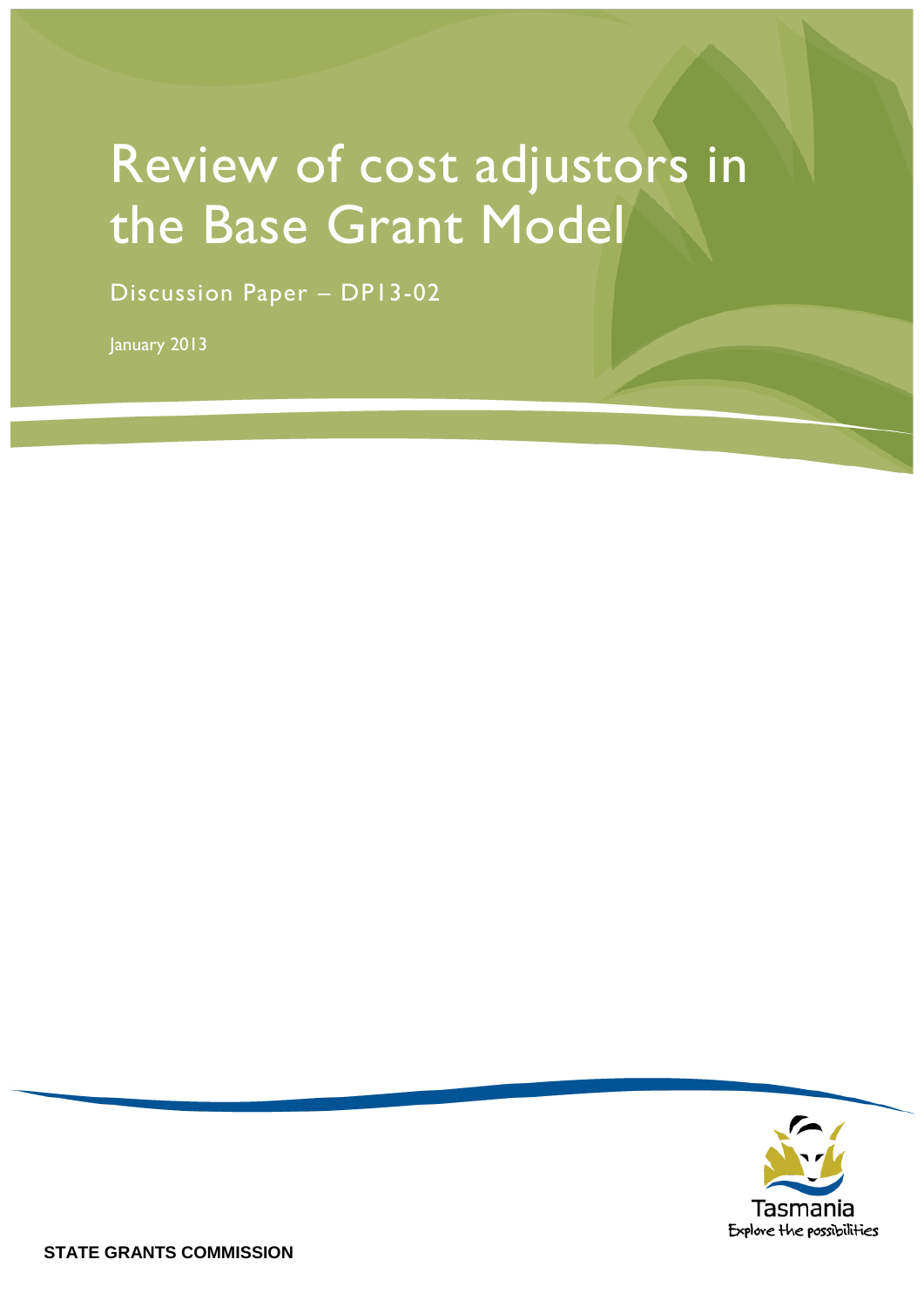# Review of cost adjustors in the Base Grant Model

Discussion Paper – DP13-02

January 2013

Tasmania
Explore the possibilities

**STATE GRANTS COMMISSION**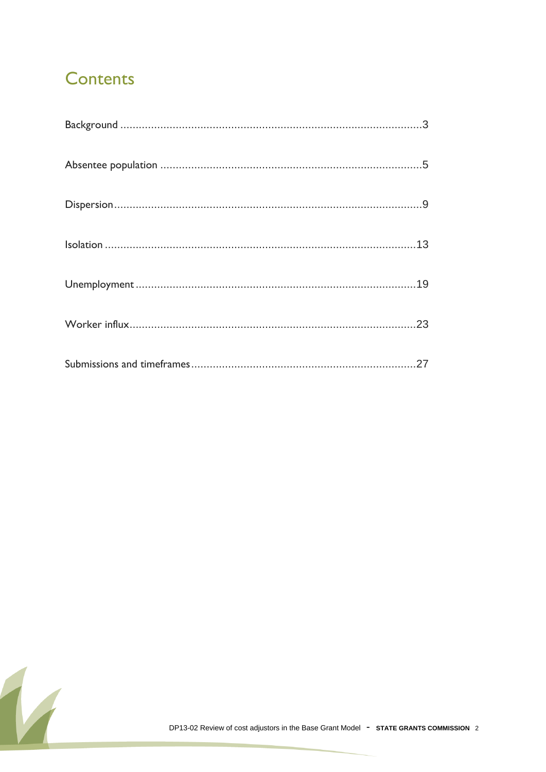# Contents

Background ....................................................................................................3

Absentee population .......................................................................................5

Dispersion.......................................................................................................9

Isolation ........................................................................................................13

Unemployment ..............................................................................................19

Worker influx..................................................................................................23

Submissions and timeframes ........................................................................27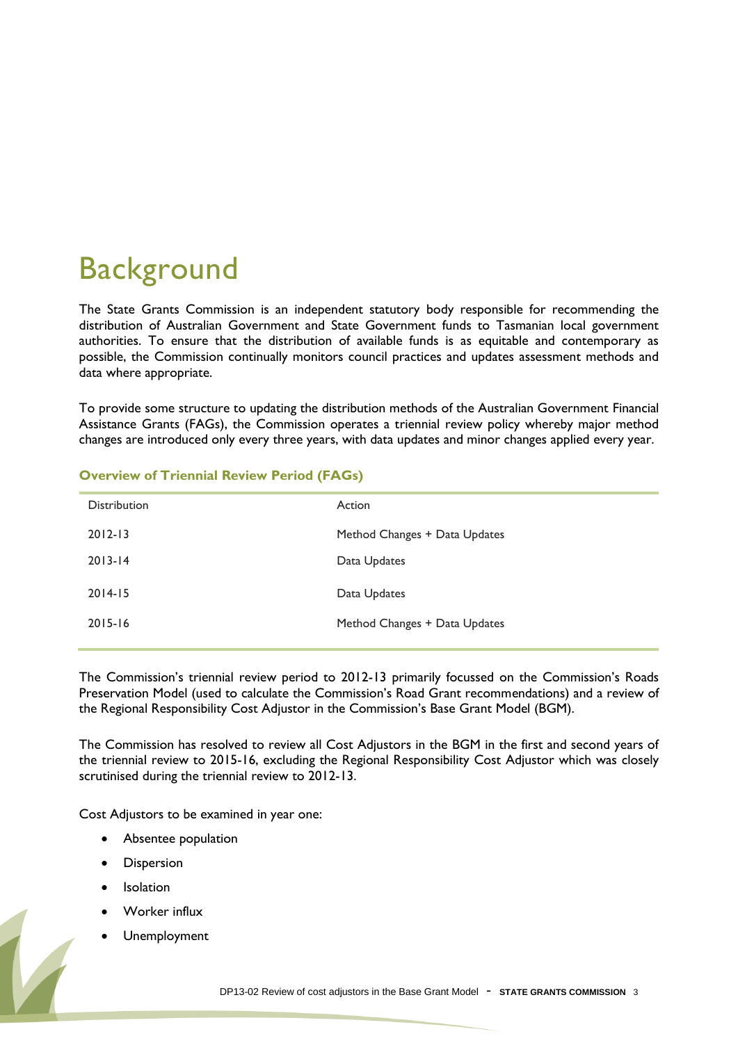# Background

The State Grants Commission is an independent statutory body responsible for recommending the distribution of Australian Government and State Government funds to Tasmanian local government authorities. To ensure that the distribution of available funds is as equitable and contemporary as possible, the Commission continually monitors council practices and updates assessment methods and data where appropriate.

To provide some structure to updating the distribution methods of the Australian Government Financial Assistance Grants (FAGs), the Commission operates a triennial review policy whereby major method changes are introduced only every three years, with data updates and minor changes applied every year.

### Overview of Triennial Review Period (FAGs)

| Distribution | Action |
|---|---|
| 2012-13 | Method Changes + Data Updates |
| 2013-14 | Data Updates |
| 2014-15 | Data Updates |
| 2015-16 | Method Changes + Data Updates |

The Commission's triennial review period to 2012-13 primarily focussed on the Commission's Roads Preservation Model (used to calculate the Commission's Road Grant recommendations) and a review of the Regional Responsibility Cost Adjustor in the Commission's Base Grant Model (BGM).

The Commission has resolved to review all Cost Adjustors in the BGM in the first and second years of the triennial review to 2015-16, excluding the Regional Responsibility Cost Adjustor which was closely scrutinised during the triennial review to 2012-13.

Cost Adjustors to be examined in year one:

- Absentee population
- Dispersion
- Isolation
- Worker influx
- Unemployment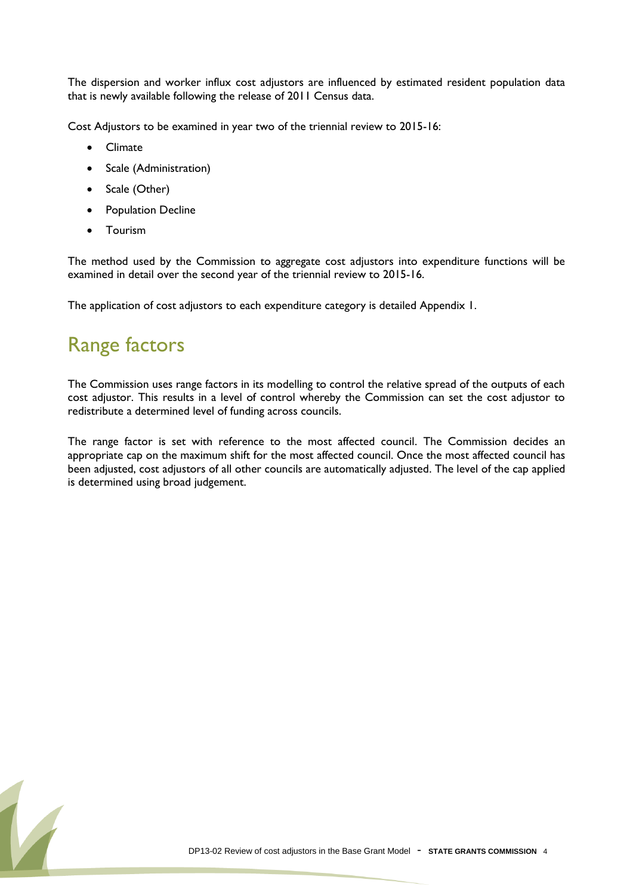The dispersion and worker influx cost adjustors are influenced by estimated resident population data that is newly available following the release of 2011 Census data.

Cost Adjustors to be examined in year two of the triennial review to 2015-16:

- Climate
- Scale (Administration)
- Scale (Other)
- Population Decline
- Tourism

The method used by the Commission to aggregate cost adjustors into expenditure functions will be examined in detail over the second year of the triennial review to 2015-16.

The application of cost adjustors to each expenditure category is detailed Appendix 1.

# Range factors

The Commission uses range factors in its modelling to control the relative spread of the outputs of each cost adjustor. This results in a level of control whereby the Commission can set the cost adjustor to redistribute a determined level of funding across councils.

The range factor is set with reference to the most affected council. The Commission decides an appropriate cap on the maximum shift for the most affected council. Once the most affected council has been adjusted, cost adjustors of all other councils are automatically adjusted. The level of the cap applied is determined using broad judgement.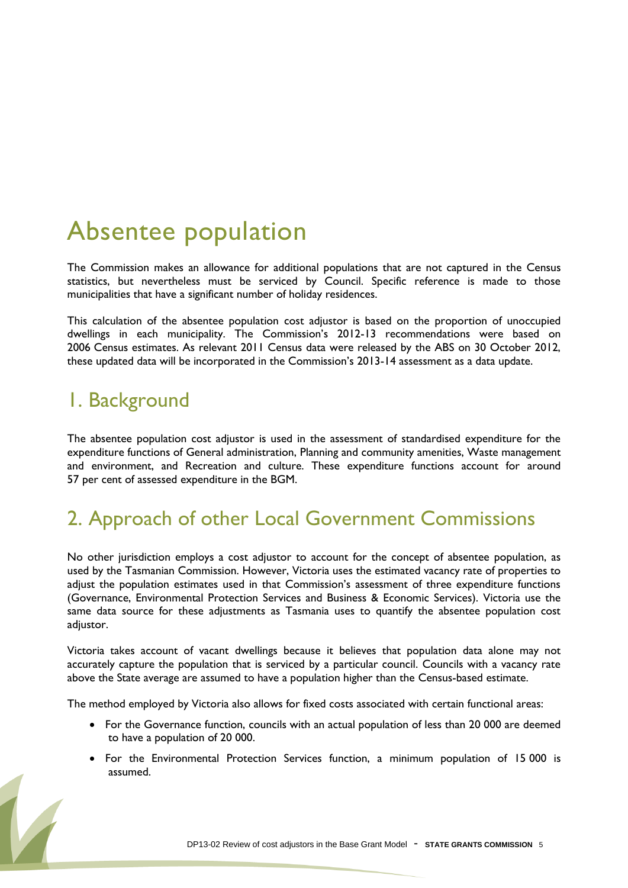# Absentee population

The Commission makes an allowance for additional populations that are not captured in the Census statistics, but nevertheless must be serviced by Council. Specific reference is made to those municipalities that have a significant number of holiday residences.

This calculation of the absentee population cost adjustor is based on the proportion of unoccupied dwellings in each municipality. The Commission's 2012-13 recommendations were based on 2006 Census estimates. As relevant 2011 Census data were released by the ABS on 30 October 2012, these updated data will be incorporated in the Commission's 2013-14 assessment as a data update.

## 1. Background

The absentee population cost adjustor is used in the assessment of standardised expenditure for the expenditure functions of General administration, Planning and community amenities, Waste management and environment, and Recreation and culture. These expenditure functions account for around 57 per cent of assessed expenditure in the BGM.

## 2. Approach of other Local Government Commissions

No other jurisdiction employs a cost adjustor to account for the concept of absentee population, as used by the Tasmanian Commission. However, Victoria uses the estimated vacancy rate of properties to adjust the population estimates used in that Commission's assessment of three expenditure functions (Governance, Environmental Protection Services and Business & Economic Services). Victoria use the same data source for these adjustments as Tasmania uses to quantify the absentee population cost adjustor.

Victoria takes account of vacant dwellings because it believes that population data alone may not accurately capture the population that is serviced by a particular council. Councils with a vacancy rate above the State average are assumed to have a population higher than the Census-based estimate.

The method employed by Victoria also allows for fixed costs associated with certain functional areas:

- For the Governance function, councils with an actual population of less than 20 000 are deemed to have a population of 20 000.
- For the Environmental Protection Services function, a minimum population of 15 000 is assumed.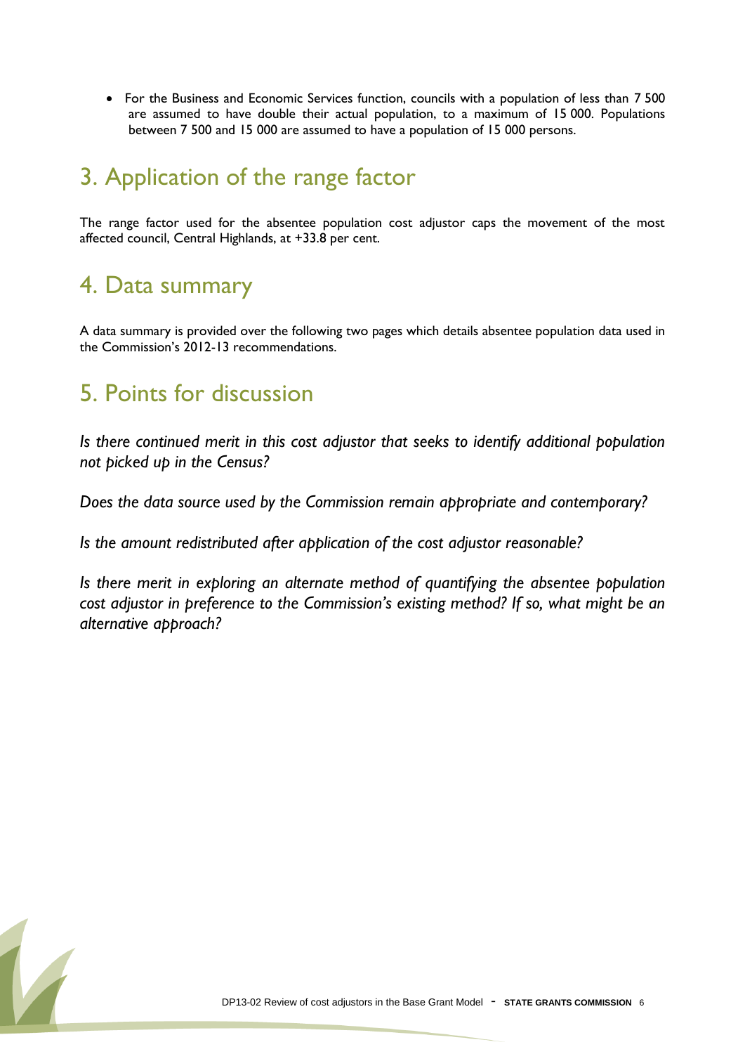- For the Business and Economic Services function, councils with a population of less than 7 500 are assumed to have double their actual population, to a maximum of 15 000. Populations between 7 500 and 15 000 are assumed to have a population of 15 000 persons.

## 3. Application of the range factor

The range factor used for the absentee population cost adjustor caps the movement of the most affected council, Central Highlands, at +33.8 per cent.

## 4. Data summary

A data summary is provided over the following two pages which details absentee population data used in the Commission's 2012-13 recommendations.

## 5. Points for discussion

*Is there continued merit in this cost adjustor that seeks to identify additional population not picked up in the Census?*

*Does the data source used by the Commission remain appropriate and contemporary?*

*Is the amount redistributed after application of the cost adjustor reasonable?*

*Is there merit in exploring an alternate method of quantifying the absentee population cost adjustor in preference to the Commission's existing method? If so, what might be an alternative approach?*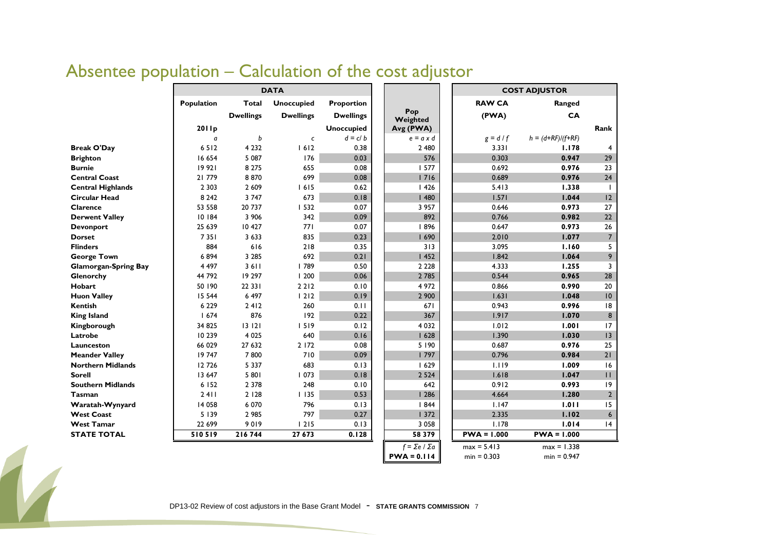# Absentee population – Calculation of the cost adjustor

| | DATA | | | | | COST ADJUSTOR | | |
|---|---|---|---|---|---|---|---|---|
| | Population | Total Dwellings | Unoccupied Dwellings | Proportion Dwellings Unoccupied | Pop Weighted Avg (PWA) | RAW CA (PWA) | Ranged CA | Rank |
| | 2011p | | | | | | | |
| | *a* | *b* | *c* | $d = c / b$ | $e = a \times d$ | $g = d / f$ | $h = (d+RF)/(f+RF)$ | |
| **Break O'Day** | 6 512 | 4 232 | 1 612 | 0.38 | 2 480 | 3.331 | **1.178** | 4 |
| **Brighton** | 16 654 | 5 087 | 176 | 0.03 | 576 | 0.303 | **0.947** | 29 |
| **Burnie** | 19 921 | 8 275 | 655 | 0.08 | 1 577 | 0.692 | **0.976** | 23 |
| **Central Coast** | 21 779 | 8 870 | 699 | 0.08 | 1 716 | 0.689 | **0.976** | 24 |
| **Central Highlands** | 2 303 | 2 609 | 1 615 | 0.62 | 1 426 | 5.413 | **1.338** | 1 |
| **Circular Head** | 8 242 | 3 747 | 673 | 0.18 | 1 480 | 1.571 | **1.044** | 12 |
| **Clarence** | 53 558 | 20 737 | 1 532 | 0.07 | 3 957 | 0.646 | **0.973** | 27 |
| **Derwent Valley** | 10 184 | 3 906 | 342 | 0.09 | 892 | 0.766 | **0.982** | 22 |
| **Devonport** | 25 639 | 10 427 | 771 | 0.07 | 1 896 | 0.647 | **0.973** | 26 |
| **Dorset** | 7 351 | 3 633 | 835 | 0.23 | 1 690 | 2.010 | **1.077** | 7 |
| **Flinders** | 884 | 616 | 218 | 0.35 | 313 | 3.095 | **1.160** | 5 |
| **George Town** | 6 894 | 3 285 | 692 | 0.21 | 1 452 | 1.842 | **1.064** | 9 |
| **Glamorgan-Spring Bay** | 4 497 | 3 611 | 1 789 | 0.50 | 2 228 | 4.333 | **1.255** | 3 |
| **Glenorchy** | 44 792 | 19 297 | 1 200 | 0.06 | 2 785 | 0.544 | **0.965** | 28 |
| **Hobart** | 50 190 | 22 331 | 2 212 | 0.10 | 4 972 | 0.866 | **0.990** | 20 |
| **Huon Valley** | 15 544 | 6 497 | 1 212 | 0.19 | 2 900 | 1.631 | **1.048** | 10 |
| **Kentish** | 6 229 | 2 412 | 260 | 0.11 | 671 | 0.943 | **0.996** | 18 |
| **King Island** | 1 674 | 876 | 192 | 0.22 | 367 | 1.917 | **1.070** | 8 |
| **Kingborough** | 34 825 | 13 121 | 1 519 | 0.12 | 4 032 | 1.012 | **1.001** | 17 |
| **Latrobe** | 10 239 | 4 025 | 640 | 0.16 | 1 628 | 1.390 | **1.030** | 13 |
| **Launceston** | 66 029 | 27 632 | 2 172 | 0.08 | 5 190 | 0.687 | **0.976** | 25 |
| **Meander Valley** | 19 747 | 7 800 | 710 | 0.09 | 1 797 | 0.796 | **0.984** | 21 |
| **Northern Midlands** | 12 726 | 5 337 | 683 | 0.13 | 1 629 | 1.119 | **1.009** | 16 |
| **Sorell** | 13 647 | 5 801 | 1 073 | 0.18 | 2 524 | 1.618 | **1.047** | 11 |
| **Southern Midlands** | 6 152 | 2 378 | 248 | 0.10 | 642 | 0.912 | **0.993** | 19 |
| **Tasman** | 2 411 | 2 128 | 1 135 | 0.53 | 1 286 | 4.664 | **1.280** | 2 |
| **Waratah-Wynyard** | 14 058 | 6 070 | 796 | 0.13 | 1 844 | 1.147 | **1.011** | 15 |
| **West Coast** | 5 139 | 2 985 | 797 | 0.27 | 1 372 | 2.335 | **1.102** | 6 |
| **West Tamar** | 22 699 | 9 019 | 1 215 | 0.13 | 3 058 | 1.178 | **1.014** | 14 |
| **STATE TOTAL** | **510 519** | **216 744** | **27 673** | **0.128** | **58 379** | **PWA = 1.000** | **PWA = 1.000** | |
| | | | | | $f = \Sigma e / \Sigma a$ | max = 5.413 | max = 1.338 | |
| | | | | | **PWA = 0.114** | min = 0.303 | min = 0.947 | |

DP13-02 Review of cost adjustors in the Base Grant Model - **STATE GRANTS COMMISSION**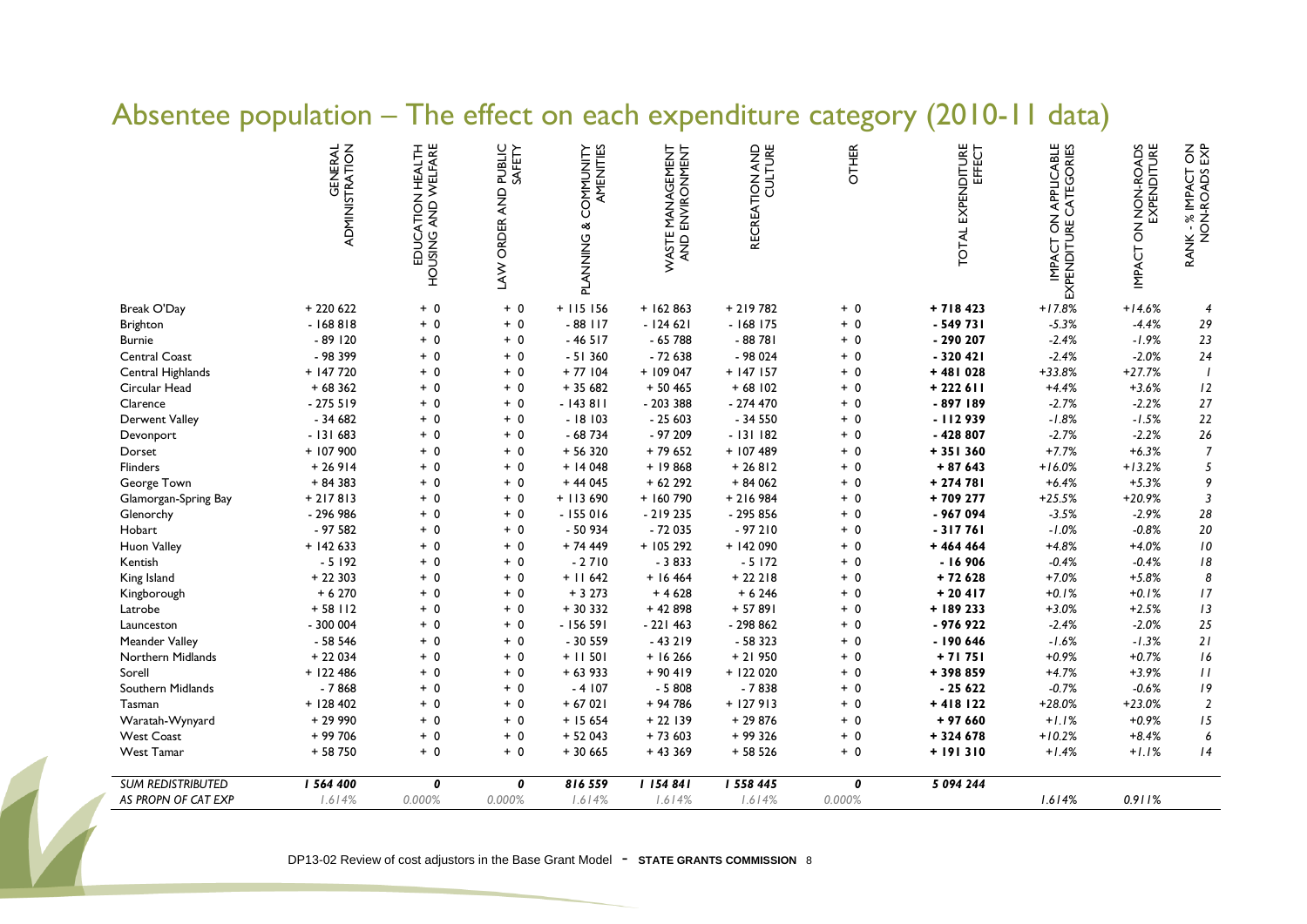# Absentee population – The effect on each expenditure category (2010-11 data)

| | GENERAL ADMINISTRATION | EDUCATION HEALTH HOUSING AND WELFARE | LAW ORDER AND PUBLIC SAFETY | PLANNING & COMMUNITY AMENITIES | WASTE MANAGEMENT AND ENVIRONMENT | RECREATION AND CULTURE | OTHER | TOTAL EXPENDITURE EFFECT | IMPACT ON APPLICABLE EXPENDITURE CATEGORIES | IMPACT ON NON-ROADS EXPENDITURE | RANK - % IMPACT ON NON-ROADS EXP |
|---|---|---|---|---|---|---|---|---|---|---|---|
| Break O'Day | + 220 622 | + 0 | + 0 | + 115 156 | + 162 863 | + 219 782 | + 0 | **+ 718 423** | *+17.8%* | *+14.6%* | *4* |
| Brighton | - 168 818 | + 0 | + 0 | - 88 117 | - 124 621 | - 168 175 | + 0 | **- 549 731** | *-5.3%* | *-4.4%* | *29* |
| Burnie | - 89 120 | + 0 | + 0 | - 46 517 | - 65 788 | - 88 781 | + 0 | **- 290 207** | *-2.4%* | *-1.9%* | *23* |
| Central Coast | - 98 399 | + 0 | + 0 | - 51 360 | - 72 638 | - 98 024 | + 0 | **- 320 421** | *-2.4%* | *-2.0%* | *24* |
| Central Highlands | + 147 720 | + 0 | + 0 | + 77 104 | + 109 047 | + 147 157 | + 0 | **+ 481 028** | *+33.8%* | *+27.7%* | *1* |
| Circular Head | + 68 362 | + 0 | + 0 | + 35 682 | + 50 465 | + 68 102 | + 0 | **+ 222 611** | *+4.4%* | *+3.6%* | *12* |
| Clarence | - 275 519 | + 0 | + 0 | - 143 811 | - 203 388 | - 274 470 | + 0 | **- 897 189** | *-2.7%* | *-2.2%* | *27* |
| Derwent Valley | - 34 682 | + 0 | + 0 | - 18 103 | - 25 603 | - 34 550 | + 0 | **- 112 939** | *-1.8%* | *-1.5%* | *22* |
| Devonport | - 131 683 | + 0 | + 0 | - 68 734 | - 97 209 | - 131 182 | + 0 | **- 428 807** | *-2.7%* | *-2.2%* | *26* |
| Dorset | + 107 900 | + 0 | + 0 | + 56 320 | + 79 652 | + 107 489 | + 0 | **+ 351 360** | *+7.7%* | *+6.3%* | *7* |
| Flinders | + 26 914 | + 0 | + 0 | + 14 048 | + 19 868 | + 26 812 | + 0 | **+ 87 643** | *+16.0%* | *+13.2%* | *5* |
| George Town | + 84 383 | + 0 | + 0 | + 44 045 | + 62 292 | + 84 062 | + 0 | **+ 274 781** | *+6.4%* | *+5.3%* | *9* |
| Glamorgan-Spring Bay | + 217 813 | + 0 | + 0 | + 113 690 | + 160 790 | + 216 984 | + 0 | **+ 709 277** | *+25.5%* | *+20.9%* | *3* |
| Glenorchy | - 296 986 | + 0 | + 0 | - 155 016 | - 219 235 | - 295 856 | + 0 | **- 967 094** | *-3.5%* | *-2.9%* | *28* |
| Hobart | - 97 582 | + 0 | + 0 | - 50 934 | - 72 035 | - 97 210 | + 0 | **- 317 761** | *-1.0%* | *-0.8%* | *20* |
| Huon Valley | + 142 633 | + 0 | + 0 | + 74 449 | + 105 292 | + 142 090 | + 0 | **+ 464 464** | *+4.8%* | *+4.0%* | *10* |
| Kentish | - 5 192 | + 0 | + 0 | - 2 710 | - 3 833 | - 5 172 | + 0 | **- 16 906** | *-0.4%* | *-0.4%* | *18* |
| King Island | + 22 303 | + 0 | + 0 | + 11 642 | + 16 464 | + 22 218 | + 0 | **+ 72 628** | *+7.0%* | *+5.8%* | *8* |
| Kingborough | + 6 270 | + 0 | + 0 | + 3 273 | + 4 628 | + 6 246 | + 0 | **+ 20 417** | *+0.1%* | *+0.1%* | *17* |
| Latrobe | + 58 112 | + 0 | + 0 | + 30 332 | + 42 898 | + 57 891 | + 0 | **+ 189 233** | *+3.0%* | *+2.5%* | *13* |
| Launceston | - 300 004 | + 0 | + 0 | - 156 591 | - 221 463 | - 298 862 | + 0 | **- 976 922** | *-2.4%* | *-2.0%* | *25* |
| Meander Valley | - 58 546 | + 0 | + 0 | - 30 559 | - 43 219 | - 58 323 | + 0 | **- 190 646** | *-1.6%* | *-1.3%* | *21* |
| Northern Midlands | + 22 034 | + 0 | + 0 | + 11 501 | + 16 266 | + 21 950 | + 0 | **+ 71 751** | *+0.9%* | *+0.7%* | *16* |
| Sorell | + 122 486 | + 0 | + 0 | + 63 933 | + 90 419 | + 122 020 | + 0 | **+ 398 859** | *+4.7%* | *+3.9%* | *11* |
| Southern Midlands | - 7 868 | + 0 | + 0 | - 4 107 | - 5 808 | - 7 838 | + 0 | **- 25 622** | *-0.7%* | *-0.6%* | *19* |
| Tasman | + 128 402 | + 0 | + 0 | + 67 021 | + 94 786 | + 127 913 | + 0 | **+ 418 122** | *+28.0%* | *+23.0%* | *2* |
| Waratah-Wynyard | + 29 990 | + 0 | + 0 | + 15 654 | + 22 139 | + 29 876 | + 0 | **+ 97 660** | *+1.1%* | *+0.9%* | *15* |
| West Coast | + 99 706 | + 0 | + 0 | + 52 043 | + 73 603 | + 99 326 | + 0 | **+ 324 678** | *+10.2%* | *+8.4%* | *6* |
| West Tamar | + 58 750 | + 0 | + 0 | + 30 665 | + 43 369 | + 58 526 | + 0 | **+ 191 310** | *+1.4%* | *+1.1%* | *14* |
| *SUM REDISTRIBUTED* | ***1 564 400*** | ***0*** | ***0*** | ***816 559*** | ***1 154 841*** | ***1 558 445*** | ***0*** | ***5 094 244*** | | | |
| *AS PROPN OF CAT EXP* | *1.614%* | *0.000%* | *0.000%* | *1.614%* | *1.614%* | *1.614%* | *0.000%* | | *1.614%* | *0.911%* | |

DP13-02 Review of cost adjustors in the Base Grant Model - **STATE GRANTS COMMISSION**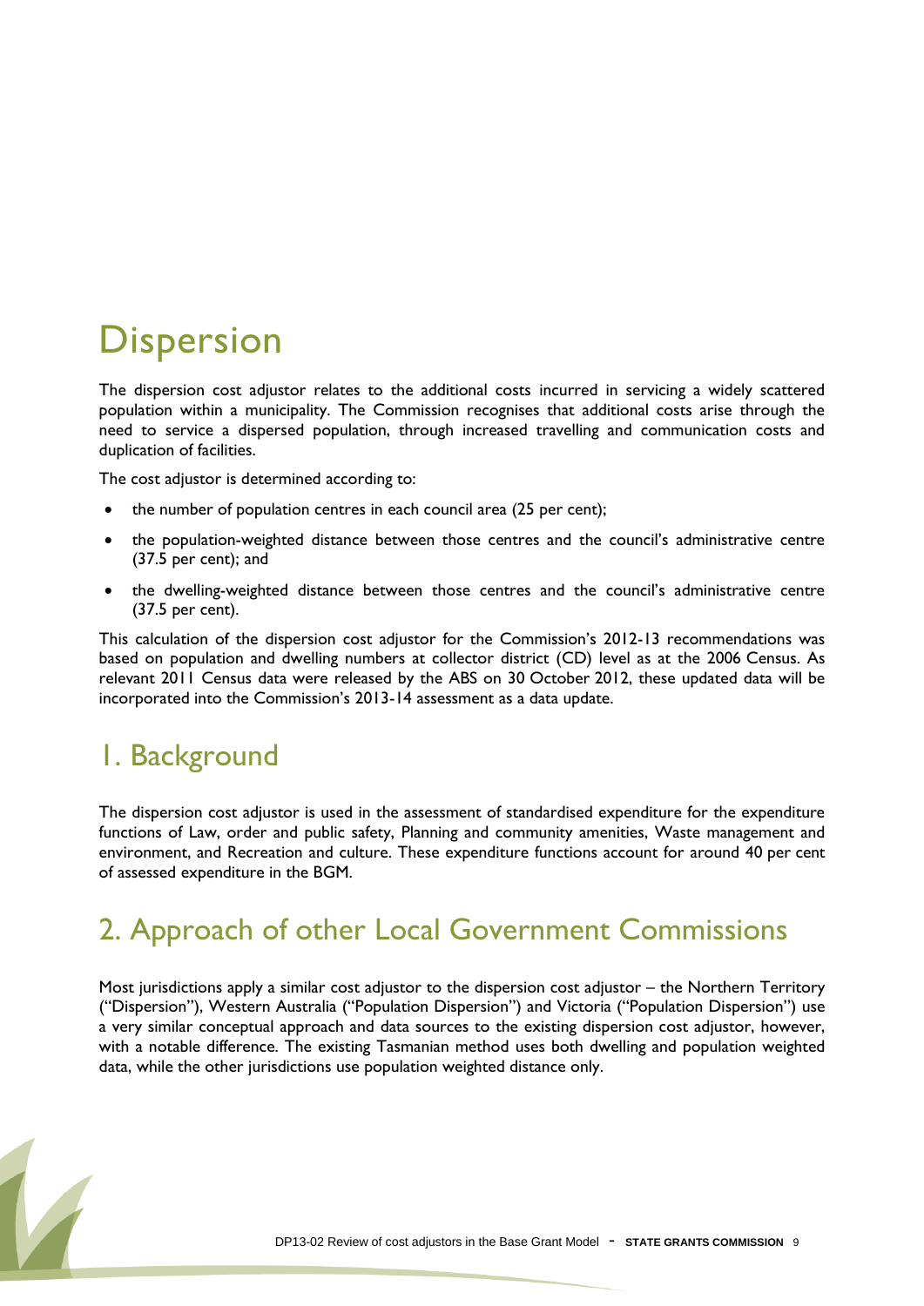# Dispersion

The dispersion cost adjustor relates to the additional costs incurred in servicing a widely scattered population within a municipality. The Commission recognises that additional costs arise through the need to service a dispersed population, through increased travelling and communication costs and duplication of facilities.

The cost adjustor is determined according to:

- the number of population centres in each council area (25 per cent);
- the population-weighted distance between those centres and the council's administrative centre (37.5 per cent); and
- the dwelling-weighted distance between those centres and the council's administrative centre (37.5 per cent).

This calculation of the dispersion cost adjustor for the Commission's 2012-13 recommendations was based on population and dwelling numbers at collector district (CD) level as at the 2006 Census. As relevant 2011 Census data were released by the ABS on 30 October 2012, these updated data will be incorporated into the Commission's 2013-14 assessment as a data update.

## 1. Background

The dispersion cost adjustor is used in the assessment of standardised expenditure for the expenditure functions of Law, order and public safety, Planning and community amenities, Waste management and environment, and Recreation and culture. These expenditure functions account for around 40 per cent of assessed expenditure in the BGM.

## 2. Approach of other Local Government Commissions

Most jurisdictions apply a similar cost adjustor to the dispersion cost adjustor – the Northern Territory ("Dispersion"), Western Australia ("Population Dispersion") and Victoria ("Population Dispersion") use a very similar conceptual approach and data sources to the existing dispersion cost adjustor, however, with a notable difference. The existing Tasmanian method uses both dwelling and population weighted data, while the other jurisdictions use population weighted distance only.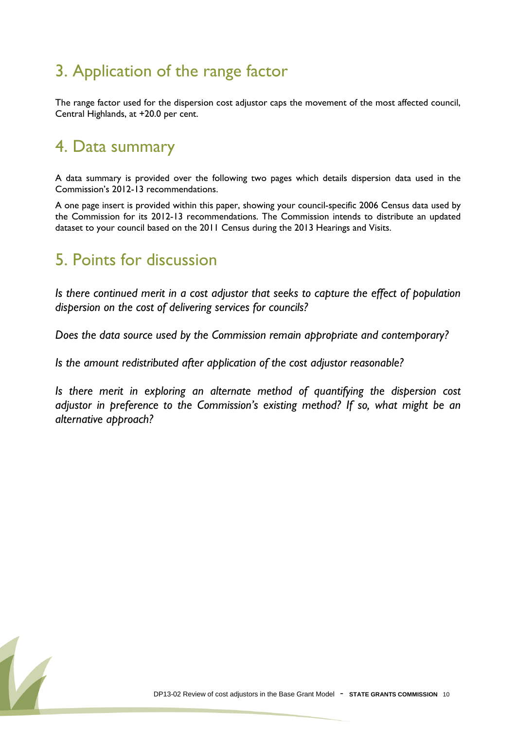## 3. Application of the range factor

The range factor used for the dispersion cost adjustor caps the movement of the most affected council, Central Highlands, at +20.0 per cent.

## 4. Data summary

A data summary is provided over the following two pages which details dispersion data used in the Commission's 2012-13 recommendations.

A one page insert is provided within this paper, showing your council-specific 2006 Census data used by the Commission for its 2012-13 recommendations. The Commission intends to distribute an updated dataset to your council based on the 2011 Census during the 2013 Hearings and Visits.

## 5. Points for discussion

*Is there continued merit in a cost adjustor that seeks to capture the effect of population dispersion on the cost of delivering services for councils?*

*Does the data source used by the Commission remain appropriate and contemporary?*

*Is the amount redistributed after application of the cost adjustor reasonable?*

*Is there merit in exploring an alternate method of quantifying the dispersion cost adjustor in preference to the Commission's existing method? If so, what might be an alternative approach?*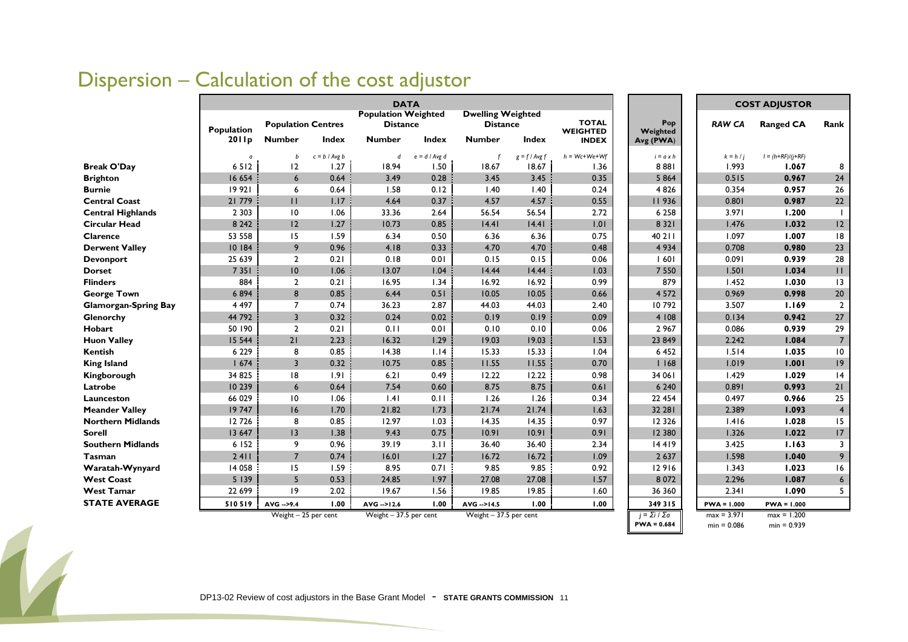# Dispersion – Calculation of the cost adjustor

| | DATA | | | | | | | | | COST ADJUSTOR | | |
|---|---|---|---|---|---|---|---|---|---|---|---|---|
| | Population 2011p | Population Centres | | Population Weighted Distance | | Dwelling Weighted Distance | | TOTAL WEIGHTED INDEX | Pop Weighted Avg (PWA) | RAW CA | Ranged CA | Rank |
| | | Number | Index | Number | Index | Number | Index | | | | | |
| | a | b | c = b / Avg b | d | e = d / Avg d | f | g = f / Avg f | h = Wc+We+Wf | i = a x h | k = h / j | l = (h+RF)/(j+RF) | |
| **Break O'Day** | 6 512 | 12 | 1.27 | 18.94 | 1.50 | 18.67 | 18.67 | 1.36 | 8 881 | 1.993 | **1.067** | 8 |
| **Brighton** | 16 654 | 6 | 0.64 | 3.49 | 0.28 | 3.45 | 3.45 | 0.35 | 5 864 | 0.515 | **0.967** | 24 |
| **Burnie** | 19 921 | 6 | 0.64 | 1.58 | 0.12 | 1.40 | 1.40 | 0.24 | 4 826 | 0.354 | **0.957** | 26 |
| **Central Coast** | 21 779 | 11 | 1.17 | 4.64 | 0.37 | 4.57 | 4.57 | 0.55 | 11 936 | 0.801 | **0.987** | 22 |
| **Central Highlands** | 2 303 | 10 | 1.06 | 33.36 | 2.64 | 56.54 | 56.54 | 2.72 | 6 258 | 3.971 | **1.200** | 1 |
| **Circular Head** | 8 242 | 12 | 1.27 | 10.73 | 0.85 | 14.41 | 14.41 | 1.01 | 8 321 | 1.476 | **1.032** | 12 |
| **Clarence** | 53 558 | 15 | 1.59 | 6.34 | 0.50 | 6.36 | 6.36 | 0.75 | 40 211 | 1.097 | **1.007** | 18 |
| **Derwent Valley** | 10 184 | 9 | 0.96 | 4.18 | 0.33 | 4.70 | 4.70 | 0.48 | 4 934 | 0.708 | **0.980** | 23 |
| **Devonport** | 25 639 | 2 | 0.21 | 0.18 | 0.01 | 0.15 | 0.15 | 0.06 | 1 601 | 0.091 | **0.939** | 28 |
| **Dorset** | 7 351 | 10 | 1.06 | 13.07 | 1.04 | 14.44 | 14.44 | 1.03 | 7 550 | 1.501 | **1.034** | 11 |
| **Flinders** | 884 | 2 | 0.21 | 16.95 | 1.34 | 16.92 | 16.92 | 0.99 | 879 | 1.452 | **1.030** | 13 |
| **George Town** | 6 894 | 8 | 0.85 | 6.44 | 0.51 | 10.05 | 10.05 | 0.66 | 4 572 | 0.969 | **0.998** | 20 |
| **Glamorgan-Spring Bay** | 4 497 | 7 | 0.74 | 36.23 | 2.87 | 44.03 | 44.03 | 2.40 | 10 792 | 3.507 | **1.169** | 2 |
| **Glenorchy** | 44 792 | 3 | 0.32 | 0.24 | 0.02 | 0.19 | 0.19 | 0.09 | 4 108 | 0.134 | **0.942** | 27 |
| **Hobart** | 50 190 | 2 | 0.21 | 0.11 | 0.01 | 0.10 | 0.10 | 0.06 | 2 967 | 0.086 | **0.939** | 29 |
| **Huon Valley** | 15 544 | 21 | 2.23 | 16.32 | 1.29 | 19.03 | 19.03 | 1.53 | 23 849 | 2.242 | **1.084** | 7 |
| **Kentish** | 6 229 | 8 | 0.85 | 14.38 | 1.14 | 15.33 | 15.33 | 1.04 | 6 452 | 1.514 | **1.035** | 10 |
| **King Island** | 1 674 | 3 | 0.32 | 10.75 | 0.85 | 11.55 | 11.55 | 0.70 | 1 168 | 1.019 | **1.001** | 19 |
| **Kingborough** | 34 825 | 18 | 1.91 | 6.21 | 0.49 | 12.22 | 12.22 | 0.98 | 34 061 | 1.429 | **1.029** | 14 |
| **Latrobe** | 10 239 | 6 | 0.64 | 7.54 | 0.60 | 8.75 | 8.75 | 0.61 | 6 240 | 0.891 | **0.993** | 21 |
| **Launceston** | 66 029 | 10 | 1.06 | 1.41 | 0.11 | 1.26 | 1.26 | 0.34 | 22 454 | 0.497 | **0.966** | 25 |
| **Meander Valley** | 19 747 | 16 | 1.70 | 21.82 | 1.73 | 21.74 | 21.74 | 1.63 | 32 281 | 2.389 | **1.093** | 4 |
| **Northern Midlands** | 12 726 | 8 | 0.85 | 12.97 | 1.03 | 14.35 | 14.35 | 0.97 | 12 326 | 1.416 | **1.028** | 15 |
| **Sorell** | 13 647 | 13 | 1.38 | 9.43 | 0.75 | 10.91 | 10.91 | 0.91 | 12 380 | 1.326 | **1.022** | 17 |
| **Southern Midlands** | 6 152 | 9 | 0.96 | 39.19 | 3.11 | 36.40 | 36.40 | 2.34 | 14 419 | 3.425 | **1.163** | 3 |
| **Tasman** | 2 411 | 7 | 0.74 | 16.01 | 1.27 | 16.72 | 16.72 | 1.09 | 2 637 | 1.598 | **1.040** | 9 |
| **Waratah-Wynyard** | 14 058 | 15 | 1.59 | 8.95 | 0.71 | 9.85 | 9.85 | 0.92 | 12 916 | 1.343 | **1.023** | 16 |
| **West Coast** | 5 139 | 5 | 0.53 | 24.85 | 1.97 | 27.08 | 27.08 | 1.57 | 8 072 | 2.296 | **1.087** | 6 |
| **West Tamar** | 22 699 | 19 | 2.02 | 19.67 | 1.56 | 19.85 | 19.85 | 1.60 | 36 360 | 2.341 | **1.090** | 5 |
| **STATE AVERAGE** | **510 519** | **AVG -->9.4** | **1.00** | **AVG -->12.6** | **1.00** | **AVG -->14.5** | **1.00** | **1.00** | **349 315** | **PWA = 1.000** | **PWA = 1.000** | |
| | | Weight – 25 per cent | | Weight – 37.5 per cent | | Weight – 37.5 per cent | | | j = Σi / Σa<br>**PWA = 0.684** | max = 3.971<br>min = 0.086 | max = 1.200<br>min = 0.939 | |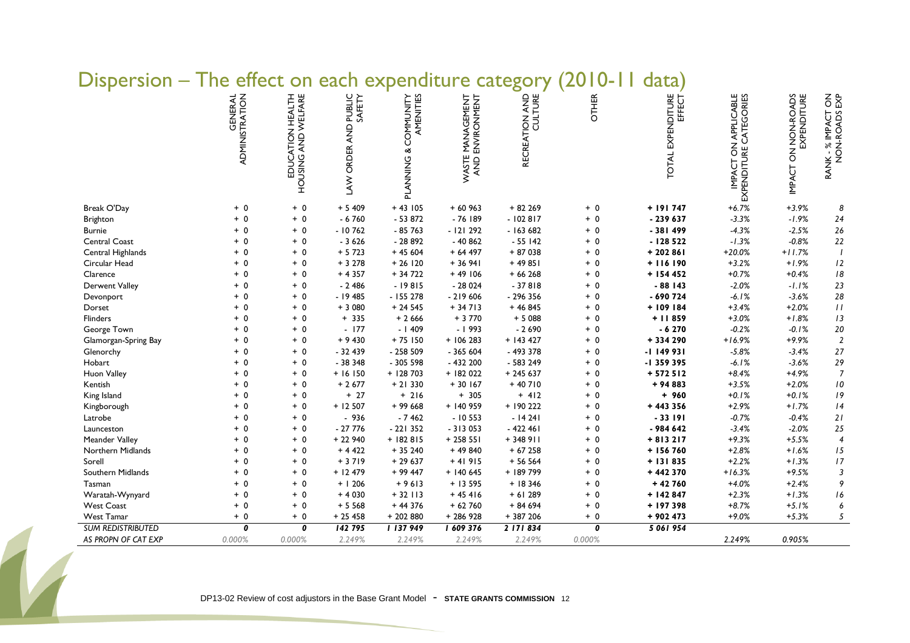# Dispersion – The effect on each expenditure category (2010-11 data)

| | GENERAL ADMINISTRATION | EDUCATION HEALTH HOUSING AND WELFARE | LAW ORDER AND PUBLIC SAFETY | PLANNING & COMMUNITY AMENITIES | WASTE MANAGEMENT AND ENVIRONMENT | RECREATION AND CULTURE | OTHER | TOTAL EXPENDITURE EFFECT | IMPACT ON APPLICABLE EXPENDITURE CATEGORIES | IMPACT ON NON-ROADS EXPENDITURE | RANK - % IMPACT ON NON-ROADS EXP |
|---|---|---|---|---|---|---|---|---|---|---|---|
| Break O'Day | + 0 | + 0 | + 5 409 | + 43 105 | + 60 963 | + 82 269 | + 0 | **+ 191 747** | *+6.7%* | *+3.9%* | *8* |
| Brighton | + 0 | + 0 | - 6 760 | - 53 872 | - 76 189 | - 102 817 | + 0 | **- 239 637** | *-3.3%* | *-1.9%* | *24* |
| Burnie | + 0 | + 0 | - 10 762 | - 85 763 | - 121 292 | - 163 682 | + 0 | **- 381 499** | *-4.3%* | *-2.5%* | *26* |
| Central Coast | + 0 | + 0 | - 3 626 | - 28 892 | - 40 862 | - 55 142 | + 0 | **- 128 522** | *-1.3%* | *-0.8%* | *22* |
| Central Highlands | + 0 | + 0 | + 5 723 | + 45 604 | + 64 497 | + 87 038 | + 0 | **+ 202 861** | *+20.0%* | *+11.7%* | *1* |
| Circular Head | + 0 | + 0 | + 3 278 | + 26 120 | + 36 941 | + 49 851 | + 0 | **+ 116 190** | *+3.2%* | *+1.9%* | *12* |
| Clarence | + 0 | + 0 | + 4 357 | + 34 722 | + 49 106 | + 66 268 | + 0 | **+ 154 452** | *+0.7%* | *+0.4%* | *18* |
| Derwent Valley | + 0 | + 0 | - 2 486 | - 19 815 | - 28 024 | - 37 818 | + 0 | **- 88 143** | *-2.0%* | *-1.1%* | *23* |
| Devonport | + 0 | + 0 | - 19 485 | - 155 278 | - 219 606 | - 296 356 | + 0 | **- 690 724** | *-6.1%* | *-3.6%* | *28* |
| Dorset | + 0 | + 0 | + 3 080 | + 24 545 | + 34 713 | + 46 845 | + 0 | **+ 109 184** | *+3.4%* | *+2.0%* | *11* |
| Flinders | + 0 | + 0 | + 335 | + 2 666 | + 3 770 | + 5 088 | + 0 | **+ 11 859** | *+3.0%* | *+1.8%* | *13* |
| George Town | + 0 | + 0 | - 177 | - 1 409 | - 1 993 | - 2 690 | + 0 | **- 6 270** | *-0.2%* | *-0.1%* | *20* |
| Glamorgan-Spring Bay | + 0 | + 0 | + 9 430 | + 75 150 | + 106 283 | + 143 427 | + 0 | **+ 334 290** | *+16.9%* | *+9.9%* | *2* |
| Glenorchy | + 0 | + 0 | - 32 439 | - 258 509 | - 365 604 | - 493 378 | + 0 | **-1 149 931** | *-5.8%* | *-3.4%* | *27* |
| Hobart | + 0 | + 0 | - 38 348 | - 305 598 | - 432 200 | - 583 249 | + 0 | **-1 359 395** | *-6.1%* | *-3.6%* | *29* |
| Huon Valley | + 0 | + 0 | + 16 150 | + 128 703 | + 182 022 | + 245 637 | + 0 | **+ 572 512** | *+8.4%* | *+4.9%* | *7* |
| Kentish | + 0 | + 0 | + 2 677 | + 21 330 | + 30 167 | + 40 710 | + 0 | **+ 94 883** | *+3.5%* | *+2.0%* | *10* |
| King Island | + 0 | + 0 | + 27 | + 216 | + 305 | + 412 | + 0 | **+ 960** | *+0.1%* | *+0.1%* | *19* |
| Kingborough | + 0 | + 0 | + 12 507 | + 99 668 | + 140 959 | + 190 222 | + 0 | **+ 443 356** | *+2.9%* | *+1.7%* | *14* |
| Latrobe | + 0 | + 0 | - 936 | - 7 462 | - 10 553 | - 14 241 | + 0 | **- 33 191** | *-0.7%* | *-0.4%* | *21* |
| Launceston | + 0 | + 0 | - 27 776 | - 221 352 | - 313 053 | - 422 461 | + 0 | **- 984 642** | *-3.4%* | *-2.0%* | *25* |
| Meander Valley | + 0 | + 0 | + 22 940 | + 182 815 | + 258 551 | + 348 911 | + 0 | **+ 813 217** | *+9.3%* | *+5.5%* | *4* |
| Northern Midlands | + 0 | + 0 | + 4 422 | + 35 240 | + 49 840 | + 67 258 | + 0 | **+ 156 760** | *+2.8%* | *+1.6%* | *15* |
| Sorell | + 0 | + 0 | + 3 719 | + 29 637 | + 41 915 | + 56 564 | + 0 | **+ 131 835** | *+2.2%* | *+1.3%* | *17* |
| Southern Midlands | + 0 | + 0 | + 12 479 | + 99 447 | + 140 645 | + 189 799 | + 0 | **+ 442 370** | *+16.3%* | *+9.5%* | *3* |
| Tasman | + 0 | + 0 | + 1 206 | + 9 613 | + 13 595 | + 18 346 | + 0 | **+ 42 760** | *+4.0%* | *+2.4%* | *9* |
| Waratah-Wynyard | + 0 | + 0 | + 4 030 | + 32 113 | + 45 416 | + 61 289 | + 0 | **+ 142 847** | *+2.3%* | *+1.3%* | *16* |
| West Coast | + 0 | + 0 | + 5 568 | + 44 376 | + 62 760 | + 84 694 | + 0 | **+ 197 398** | *+8.7%* | *+5.1%* | *6* |
| West Tamar | + 0 | + 0 | + 25 458 | + 202 880 | + 286 928 | + 387 206 | + 0 | **+ 902 473** | *+9.0%* | *+5.3%* | *5* |
| *SUM REDISTRIBUTED* | ***0*** | ***0*** | ***142 795*** | ***1 137 949*** | ***1 609 376*** | ***2 171 834*** | ***0*** | ***5 061 954*** | | | |
| *AS PROPN OF CAT EXP* | *0.000%* | *0.000%* | *2.249%* | *2.249%* | *2.249%* | *2.249%* | *0.000%* | | *2.249%* | *0.905%* | |

DP13-02 Review of cost adjustors in the Base Grant Model - **STATE GRANTS COMMISSION**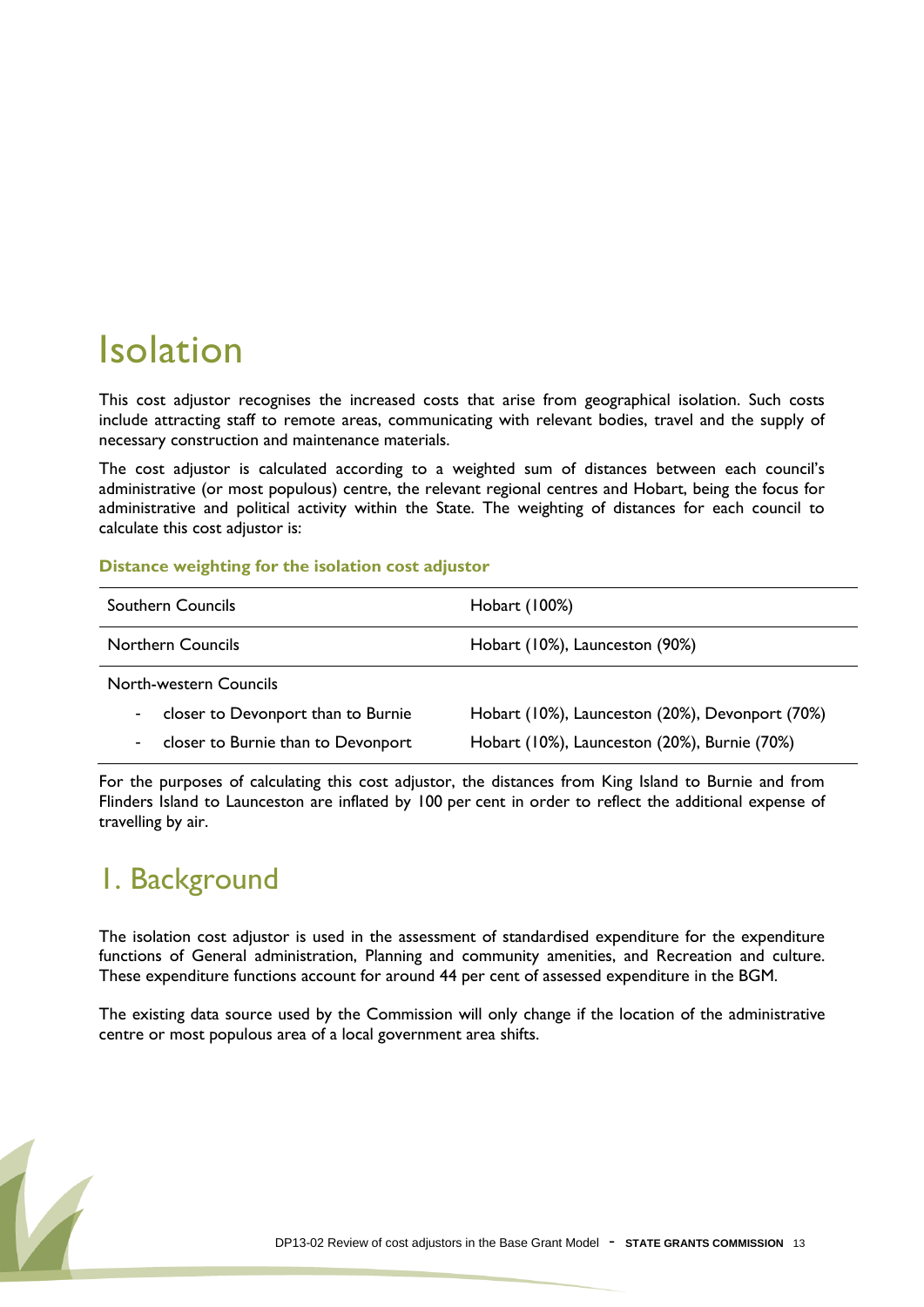# Isolation

This cost adjustor recognises the increased costs that arise from geographical isolation. Such costs include attracting staff to remote areas, communicating with relevant bodies, travel and the supply of necessary construction and maintenance materials.

The cost adjustor is calculated according to a weighted sum of distances between each council's administrative (or most populous) centre, the relevant regional centres and Hobart, being the focus for administrative and political activity within the State. The weighting of distances for each council to calculate this cost adjustor is:

**Distance weighting for the isolation cost adjustor**

| | |
|---|---|
| Southern Councils | Hobart (100%) |
| Northern Councils | Hobart (10%), Launceston (90%) |
| North-western Councils | |
| - closer to Devonport than to Burnie | Hobart (10%), Launceston (20%), Devonport (70%) |
| - closer to Burnie than to Devonport | Hobart (10%), Launceston (20%), Burnie (70%) |

For the purposes of calculating this cost adjustor, the distances from King Island to Burnie and from Flinders Island to Launceston are inflated by 100 per cent in order to reflect the additional expense of travelling by air.

## 1. Background

The isolation cost adjustor is used in the assessment of standardised expenditure for the expenditure functions of General administration, Planning and community amenities, and Recreation and culture. These expenditure functions account for around 44 per cent of assessed expenditure in the BGM.

The existing data source used by the Commission will only change if the location of the administrative centre or most populous area of a local government area shifts.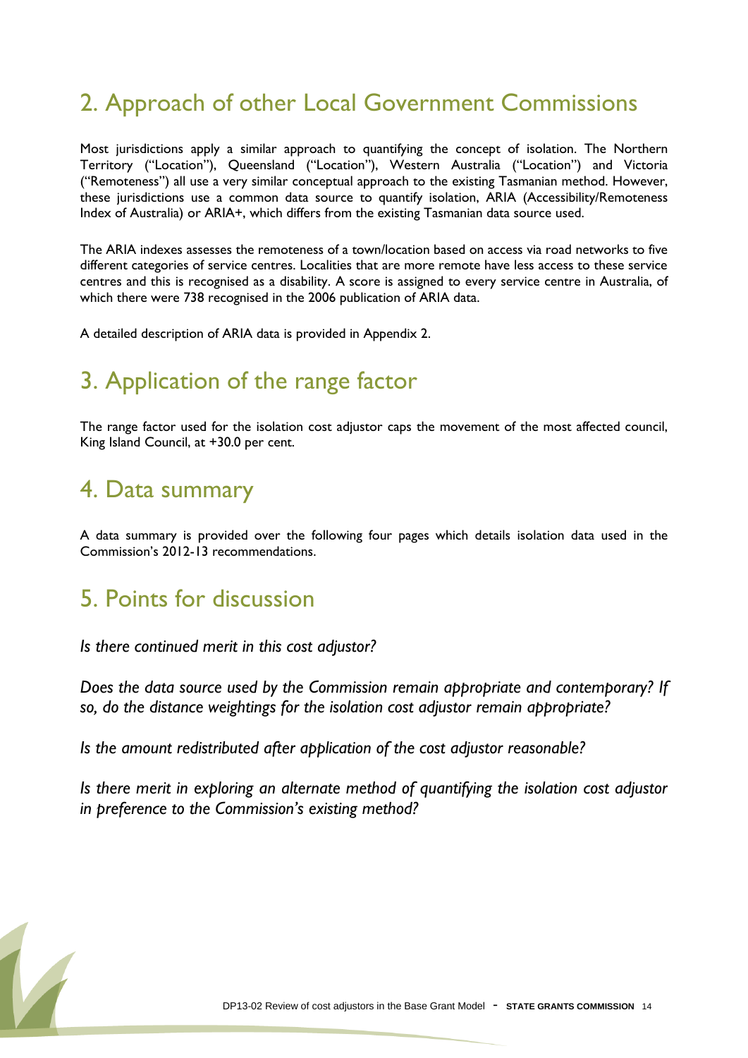# 2. Approach of other Local Government Commissions

Most jurisdictions apply a similar approach to quantifying the concept of isolation. The Northern Territory ("Location"), Queensland ("Location"), Western Australia ("Location") and Victoria ("Remoteness") all use a very similar conceptual approach to the existing Tasmanian method. However, these jurisdictions use a common data source to quantify isolation, ARIA (Accessibility/Remoteness Index of Australia) or ARIA+, which differs from the existing Tasmanian data source used.

The ARIA indexes assesses the remoteness of a town/location based on access via road networks to five different categories of service centres. Localities that are more remote have less access to these service centres and this is recognised as a disability. A score is assigned to every service centre in Australia, of which there were 738 recognised in the 2006 publication of ARIA data.

A detailed description of ARIA data is provided in Appendix 2.

# 3. Application of the range factor

The range factor used for the isolation cost adjustor caps the movement of the most affected council, King Island Council, at +30.0 per cent.

# 4. Data summary

A data summary is provided over the following four pages which details isolation data used in the Commission's 2012-13 recommendations.

# 5. Points for discussion

*Is there continued merit in this cost adjustor?*

*Does the data source used by the Commission remain appropriate and contemporary? If so, do the distance weightings for the isolation cost adjustor remain appropriate?*

*Is the amount redistributed after application of the cost adjustor reasonable?*

*Is there merit in exploring an alternate method of quantifying the isolation cost adjustor in preference to the Commission's existing method?*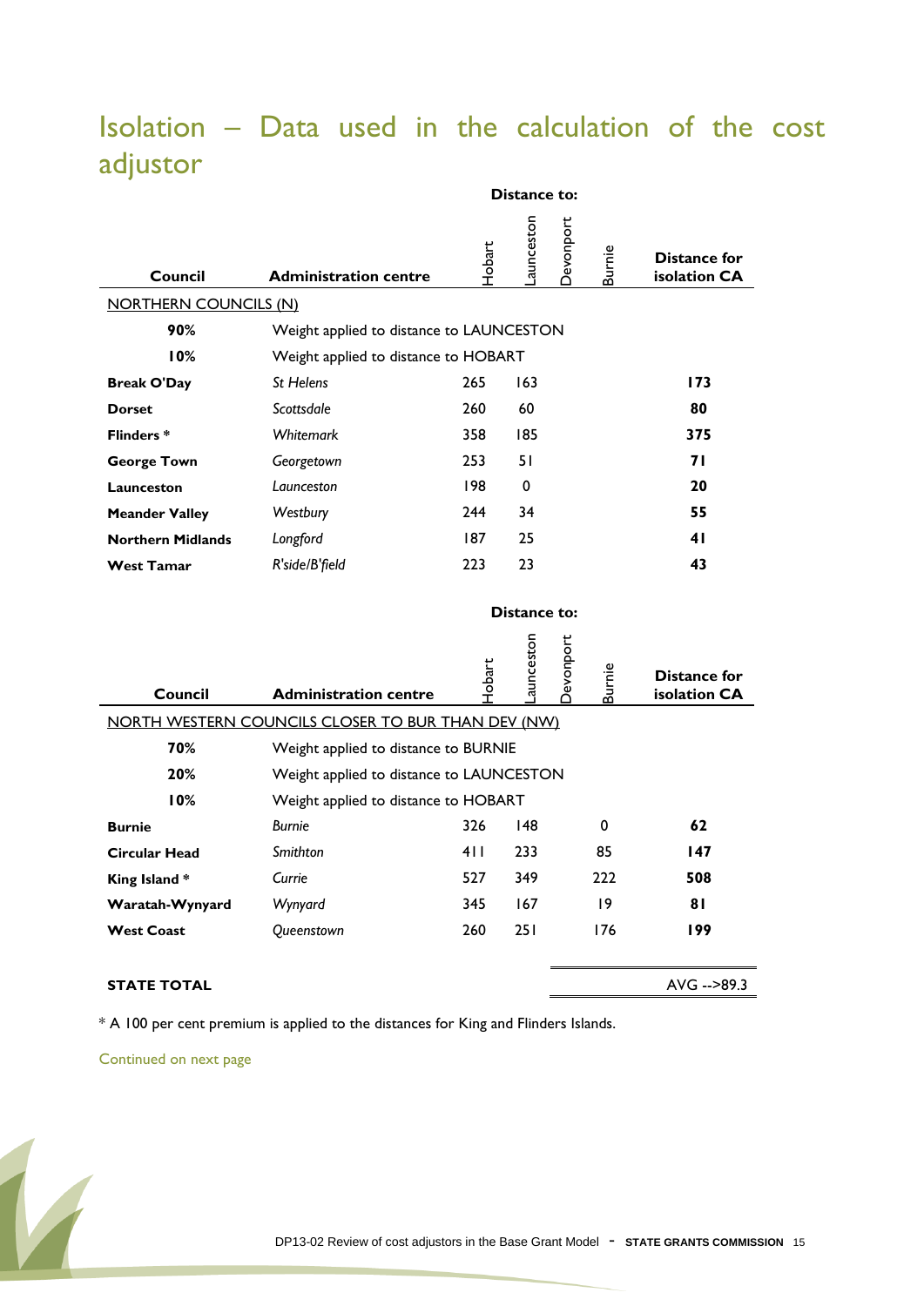# Isolation – Data used in the calculation of the cost adjustor

| Council | Administration centre | Distance to: Hobart | Launceston | Devonport | Burnie | Distance for isolation CA |
|---|---|---|---|---|---|---|
| NORTHERN COUNCILS (N) | | | | | | |
| **90%** | Weight applied to distance to LAUNCESTON | | | | | |
| **10%** | Weight applied to distance to HOBART | | | | | |
| **Break O'Day** | *St Helens* | 265 | 163 | | | **173** |
| **Dorset** | *Scottsdale* | 260 | 60 | | | **80** |
| **Flinders** * | *Whitemark* | 358 | 185 | | | **375** |
| **George Town** | *Georgetown* | 253 | 51 | | | **71** |
| **Launceston** | *Launceston* | 198 | 0 | | | **20** |
| **Meander Valley** | *Westbury* | 244 | 34 | | | **55** |
| **Northern Midlands** | *Longford* | 187 | 25 | | | **41** |
| **West Tamar** | *R'side/B'field* | 223 | 23 | | | **43** |

| Council | Administration centre | Distance to: Hobart | Launceston | Devonport | Burnie | Distance for isolation CA |
|---|---|---|---|---|---|---|
| NORTH WESTERN COUNCILS CLOSER TO BUR THAN DEV (NW) | | | | | | |
| **70%** | Weight applied to distance to BURNIE | | | | | |
| **20%** | Weight applied to distance to LAUNCESTON | | | | | |
| **10%** | Weight applied to distance to HOBART | | | | | |
| **Burnie** | *Burnie* | 326 | 148 | | 0 | **62** |
| **Circular Head** | *Smithton* | 411 | 233 | | 85 | **147** |
| **King Island** * | *Currie* | 527 | 349 | | 222 | **508** |
| **Waratah-Wynyard** | *Wynyard* | 345 | 167 | | 19 | **81** |
| **West Coast** | *Queenstown* | 260 | 251 | | 176 | **199** |
| | | | | | | |
| **STATE TOTAL** | | | | | | AVG -->89.3 |

\* A 100 per cent premium is applied to the distances for King and Flinders Islands.

Continued on next page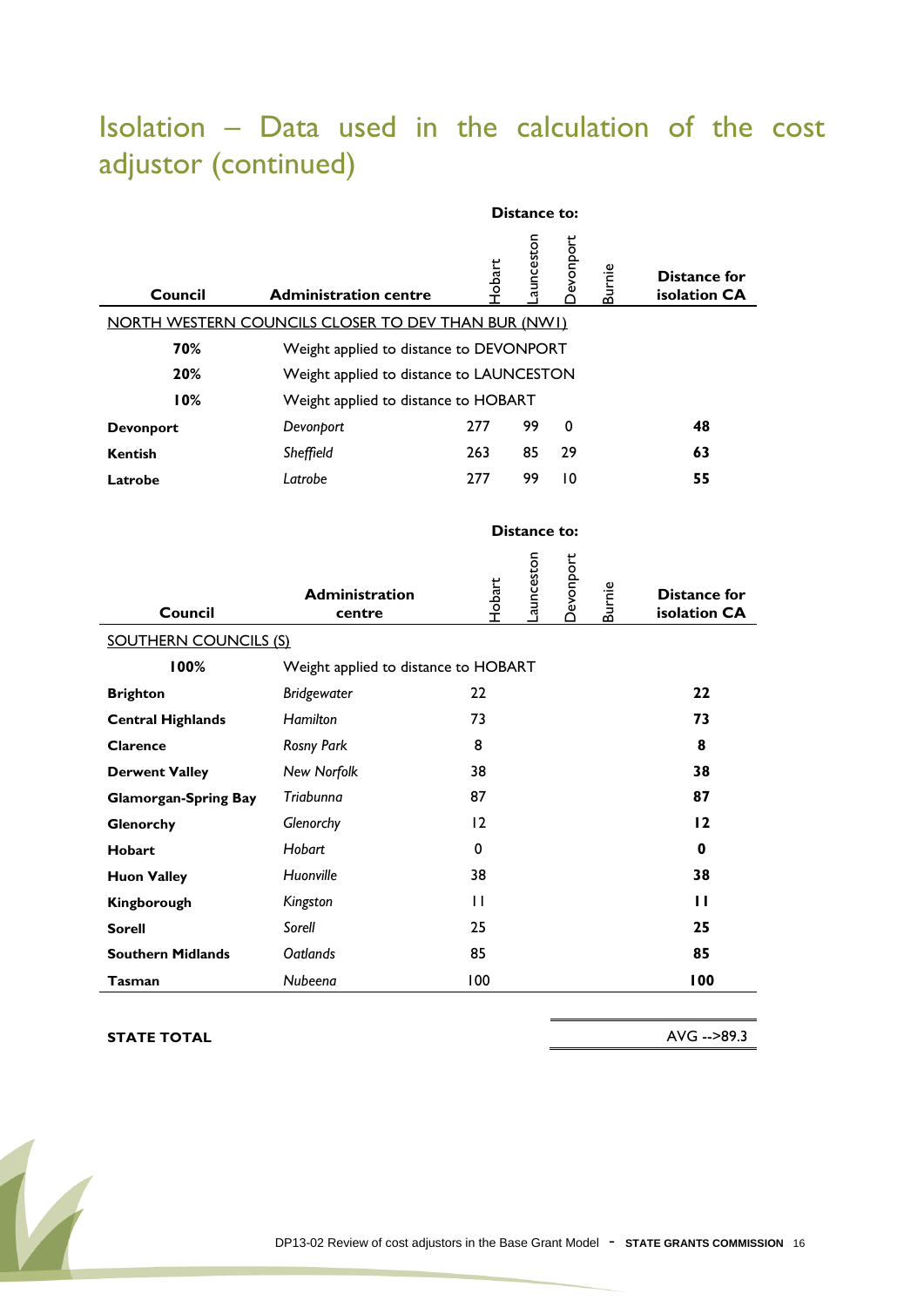# Isolation – Data used in the calculation of the cost adjustor (continued)

| Council | Administration centre | Distance to: Hobart | Launceston | Devonport | Burnie | Distance for isolation CA |
|---|---|---|---|---|---|---|
| NORTH WESTERN COUNCILS CLOSER TO DEV THAN BUR (NW1) | | | | | | |
| **70%** | Weight applied to distance to DEVONPORT | | | | | |
| **20%** | Weight applied to distance to LAUNCESTON | | | | | |
| **10%** | Weight applied to distance to HOBART | | | | | |
| **Devonport** | *Devonport* | 277 | 99 | 0 | | **48** |
| **Kentish** | *Sheffield* | 263 | 85 | 29 | | **63** |
| **Latrobe** | *Latrobe* | 277 | 99 | 10 | | **55** |

| Council | Administration centre | Distance to: Hobart | Launceston | Devonport | Burnie | Distance for isolation CA |
|---|---|---|---|---|---|---|
| SOUTHERN COUNCILS (S) | | | | | | |
| **100%** | Weight applied to distance to HOBART | | | | | |
| **Brighton** | *Bridgewater* | 22 | | | | **22** |
| **Central Highlands** | *Hamilton* | 73 | | | | **73** |
| **Clarence** | *Rosny Park* | 8 | | | | **8** |
| **Derwent Valley** | *New Norfolk* | 38 | | | | **38** |
| **Glamorgan-Spring Bay** | *Triabunna* | 87 | | | | **87** |
| **Glenorchy** | *Glenorchy* | 12 | | | | **12** |
| **Hobart** | *Hobart* | 0 | | | | **0** |
| **Huon Valley** | *Huonville* | 38 | | | | **38** |
| **Kingborough** | *Kingston* | 11 | | | | **11** |
| **Sorell** | *Sorell* | 25 | | | | **25** |
| **Southern Midlands** | *Oatlands* | 85 | | | | **85** |
| **Tasman** | *Nubeena* | 100 | | | | **100** |
| **STATE TOTAL** | | | | | | AVG -->89.3 |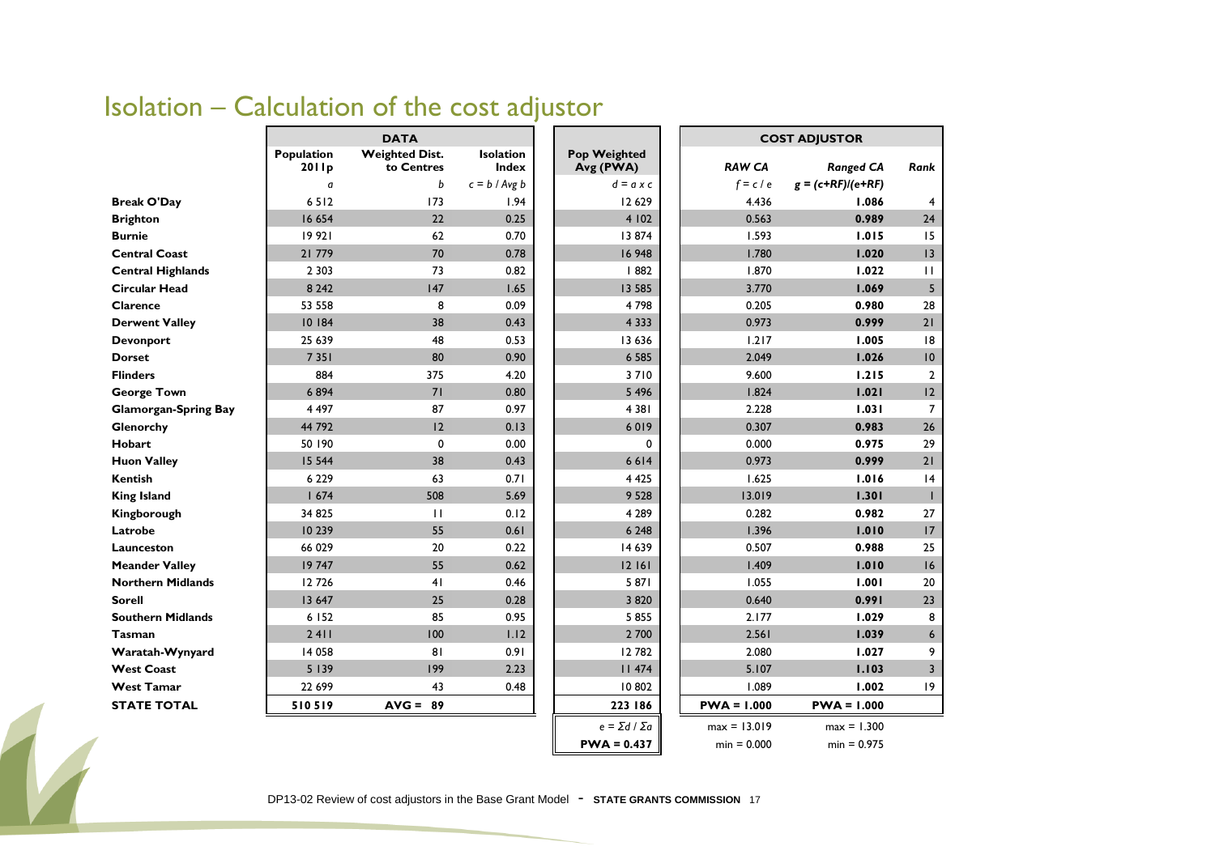# Isolation – Calculation of the cost adjustor

| | DATA | | | | COST ADJUSTOR | | |
|---|---|---|---|---|---|---|---|
| | Population 2011p | Weighted Dist. to Centres | Isolation Index | Pop Weighted Avg (PWA) | RAW CA | Ranged CA | Rank |
| | *a* | *b* | $c = b / Avg\ b$ | $d = a \times c$ | $f = c / e$ | $g = (c+RF)/(e+RF)$ | |
| **Break O'Day** | 6 512 | 173 | 1.94 | 12 629 | 4.436 | **1.086** | 4 |
| **Brighton** | 16 654 | 22 | 0.25 | 4 102 | 0.563 | **0.989** | 24 |
| **Burnie** | 19 921 | 62 | 0.70 | 13 874 | 1.593 | **1.015** | 15 |
| **Central Coast** | 21 779 | 70 | 0.78 | 16 948 | 1.780 | **1.020** | 13 |
| **Central Highlands** | 2 303 | 73 | 0.82 | 1 882 | 1.870 | **1.022** | 11 |
| **Circular Head** | 8 242 | 147 | 1.65 | 13 585 | 3.770 | **1.069** | 5 |
| **Clarence** | 53 558 | 8 | 0.09 | 4 798 | 0.205 | **0.980** | 28 |
| **Derwent Valley** | 10 184 | 38 | 0.43 | 4 333 | 0.973 | **0.999** | 21 |
| **Devonport** | 25 639 | 48 | 0.53 | 13 636 | 1.217 | **1.005** | 18 |
| **Dorset** | 7 351 | 80 | 0.90 | 6 585 | 2.049 | **1.026** | 10 |
| **Flinders** | 884 | 375 | 4.20 | 3 710 | 9.600 | **1.215** | 2 |
| **George Town** | 6 894 | 71 | 0.80 | 5 496 | 1.824 | **1.021** | 12 |
| **Glamorgan-Spring Bay** | 4 497 | 87 | 0.97 | 4 381 | 2.228 | **1.031** | 7 |
| **Glenorchy** | 44 792 | 12 | 0.13 | 6 019 | 0.307 | **0.983** | 26 |
| **Hobart** | 50 190 | 0 | 0.00 | 0 | 0.000 | **0.975** | 29 |
| **Huon Valley** | 15 544 | 38 | 0.43 | 6 614 | 0.973 | **0.999** | 21 |
| **Kentish** | 6 229 | 63 | 0.71 | 4 425 | 1.625 | **1.016** | 14 |
| **King Island** | 1 674 | 508 | 5.69 | 9 528 | 13.019 | **1.301** | 1 |
| **Kingborough** | 34 825 | 11 | 0.12 | 4 289 | 0.282 | **0.982** | 27 |
| **Latrobe** | 10 239 | 55 | 0.61 | 6 248 | 1.396 | **1.010** | 17 |
| **Launceston** | 66 029 | 20 | 0.22 | 14 639 | 0.507 | **0.988** | 25 |
| **Meander Valley** | 19 747 | 55 | 0.62 | 12 161 | 1.409 | **1.010** | 16 |
| **Northern Midlands** | 12 726 | 41 | 0.46 | 5 871 | 1.055 | **1.001** | 20 |
| **Sorell** | 13 647 | 25 | 0.28 | 3 820 | 0.640 | **0.991** | 23 |
| **Southern Midlands** | 6 152 | 85 | 0.95 | 5 855 | 2.177 | **1.029** | 8 |
| **Tasman** | 2 411 | 100 | 1.12 | 2 700 | 2.561 | **1.039** | 6 |
| **Waratah-Wynyard** | 14 058 | 81 | 0.91 | 12 782 | 2.080 | **1.027** | 9 |
| **West Coast** | 5 139 | 199 | 2.23 | 11 474 | 5.107 | **1.103** | 3 |
| **West Tamar** | 22 699 | 43 | 0.48 | 10 802 | 1.089 | **1.002** | 19 |
| **STATE TOTAL** | **510 519** | **AVG = 89** | | **223 186** | **PWA = 1.000** | **PWA = 1.000** | |
| | | | | $e = \Sigma d / \Sigma a$ | max = 13.019 | max = 1.300 | |
| | | | | **PWA = 0.437** | min = 0.000 | min = 0.975 | |

DP13-02 Review of cost adjustors in the Base Grant Model - **STATE GRANTS COMMISSION**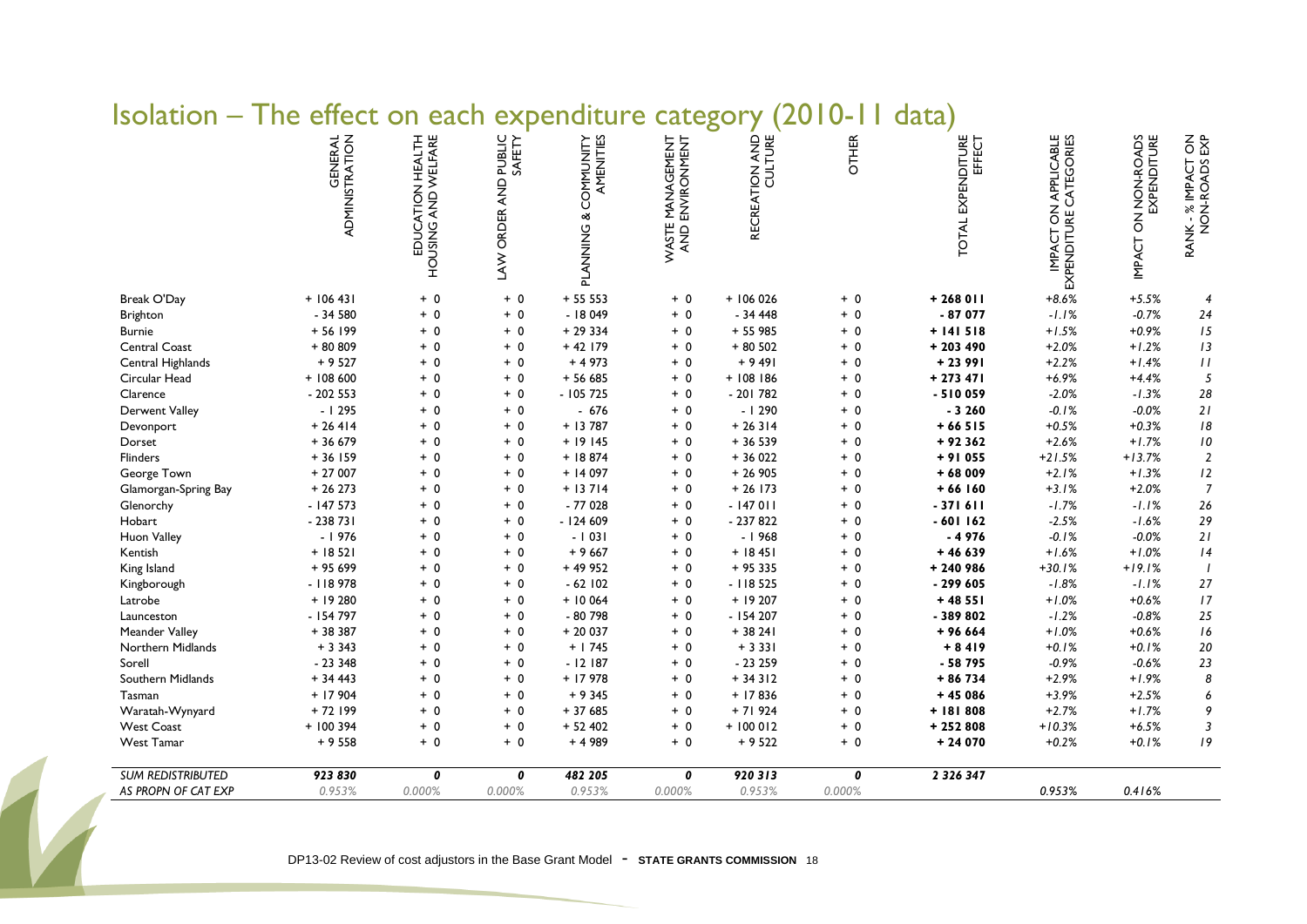# Isolation – The effect on each expenditure category (2010-11 data)

| | GENERAL ADMINISTRATION | EDUCATION HEALTH HOUSING AND WELFARE | LAW ORDER AND PUBLIC SAFETY | PLANNING & COMMUNITY AMENITIES | WASTE MANAGEMENT AND ENVIRONMENT | RECREATION AND CULTURE | OTHER | TOTAL EXPENDITURE EFFECT | IMPACT ON APPLICABLE EXPENDITURE CATEGORIES | IMPACT ON NON-ROADS EXPENDITURE | RANK - % IMPACT ON NON-ROADS EXP |
|---|---|---|---|---|---|---|---|---|---|---|---|
| Break O'Day | + 106 431 | + 0 | + 0 | + 55 553 | + 0 | + 106 026 | + 0 | **+ 268 011** | *+8.6%* | *+5.5%* | *4* |
| Brighton | - 34 580 | + 0 | + 0 | - 18 049 | + 0 | - 34 448 | + 0 | **- 87 077** | *-1.1%* | *-0.7%* | *24* |
| Burnie | + 56 199 | + 0 | + 0 | + 29 334 | + 0 | + 55 985 | + 0 | **+ 141 518** | *+1.5%* | *+0.9%* | *15* |
| Central Coast | + 80 809 | + 0 | + 0 | + 42 179 | + 0 | + 80 502 | + 0 | **+ 203 490** | *+2.0%* | *+1.2%* | *13* |
| Central Highlands | + 9 527 | + 0 | + 0 | + 4 973 | + 0 | + 9 491 | + 0 | **+ 23 991** | *+2.2%* | *+1.4%* | *11* |
| Circular Head | + 108 600 | + 0 | + 0 | + 56 685 | + 0 | + 108 186 | + 0 | **+ 273 471** | *+6.9%* | *+4.4%* | *5* |
| Clarence | - 202 553 | + 0 | + 0 | - 105 725 | + 0 | - 201 782 | + 0 | **- 510 059** | *-2.0%* | *-1.3%* | *28* |
| Derwent Valley | - 1 295 | + 0 | + 0 | - 676 | + 0 | - 1 290 | + 0 | **- 3 260** | *-0.1%* | *-0.0%* | *21* |
| Devonport | + 26 414 | + 0 | + 0 | + 13 787 | + 0 | + 26 314 | + 0 | **+ 66 515** | *+0.5%* | *+0.3%* | *18* |
| Dorset | + 36 679 | + 0 | + 0 | + 19 145 | + 0 | + 36 539 | + 0 | **+ 92 362** | *+2.6%* | *+1.7%* | *10* |
| Flinders | + 36 159 | + 0 | + 0 | + 18 874 | + 0 | + 36 022 | + 0 | **+ 91 055** | *+21.5%* | *+13.7%* | *2* |
| George Town | + 27 007 | + 0 | + 0 | + 14 097 | + 0 | + 26 905 | + 0 | **+ 68 009** | *+2.1%* | *+1.3%* | *12* |
| Glamorgan-Spring Bay | + 26 273 | + 0 | + 0 | + 13 714 | + 0 | + 26 173 | + 0 | **+ 66 160** | *+3.1%* | *+2.0%* | *7* |
| Glenorchy | - 147 573 | + 0 | + 0 | - 77 028 | + 0 | - 147 011 | + 0 | **- 371 611** | *-1.7%* | *-1.1%* | *26* |
| Hobart | - 238 731 | + 0 | + 0 | - 124 609 | + 0 | - 237 822 | + 0 | **- 601 162** | *-2.5%* | *-1.6%* | *29* |
| Huon Valley | - 1 976 | + 0 | + 0 | - 1 031 | + 0 | - 1 968 | + 0 | **- 4 976** | *-0.1%* | *-0.0%* | *21* |
| Kentish | + 18 521 | + 0 | + 0 | + 9 667 | + 0 | + 18 451 | + 0 | **+ 46 639** | *+1.6%* | *+1.0%* | *14* |
| King Island | + 95 699 | + 0 | + 0 | + 49 952 | + 0 | + 95 335 | + 0 | **+ 240 986** | *+30.1%* | *+19.1%* | *1* |
| Kingborough | - 118 978 | + 0 | + 0 | - 62 102 | + 0 | - 118 525 | + 0 | **- 299 605** | *-1.8%* | *-1.1%* | *27* |
| Latrobe | + 19 280 | + 0 | + 0 | + 10 064 | + 0 | + 19 207 | + 0 | **+ 48 551** | *+1.0%* | *+0.6%* | *17* |
| Launceston | - 154 797 | + 0 | + 0 | - 80 798 | + 0 | - 154 207 | + 0 | **- 389 802** | *-1.2%* | *-0.8%* | *25* |
| Meander Valley | + 38 387 | + 0 | + 0 | + 20 037 | + 0 | + 38 241 | + 0 | **+ 96 664** | *+1.0%* | *+0.6%* | *16* |
| Northern Midlands | + 3 343 | + 0 | + 0 | + 1 745 | + 0 | + 3 331 | + 0 | **+ 8 419** | *+0.1%* | *+0.1%* | *20* |
| Sorell | - 23 348 | + 0 | + 0 | - 12 187 | + 0 | - 23 259 | + 0 | **- 58 795** | *-0.9%* | *-0.6%* | *23* |
| Southern Midlands | + 34 443 | + 0 | + 0 | + 17 978 | + 0 | + 34 312 | + 0 | **+ 86 734** | *+2.9%* | *+1.9%* | *8* |
| Tasman | + 17 904 | + 0 | + 0 | + 9 345 | + 0 | + 17 836 | + 0 | **+ 45 086** | *+3.9%* | *+2.5%* | *6* |
| Waratah-Wynyard | + 72 199 | + 0 | + 0 | + 37 685 | + 0 | + 71 924 | + 0 | **+ 181 808** | *+2.7%* | *+1.7%* | *9* |
| West Coast | + 100 394 | + 0 | + 0 | + 52 402 | + 0 | + 100 012 | + 0 | **+ 252 808** | *+10.3%* | *+6.5%* | *3* |
| West Tamar | + 9 558 | + 0 | + 0 | + 4 989 | + 0 | + 9 522 | + 0 | **+ 24 070** | *+0.2%* | *+0.1%* | *19* |
| *SUM REDISTRIBUTED* | ***923 830*** | ***0*** | ***0*** | ***482 205*** | ***0*** | ***920 313*** | ***0*** | ***2 326 347*** | | | |
| *AS PROPN OF CAT EXP* | *0.953%* | *0.000%* | *0.000%* | *0.953%* | *0.000%* | *0.953%* | *0.000%* | | *0.953%* | *0.416%* | |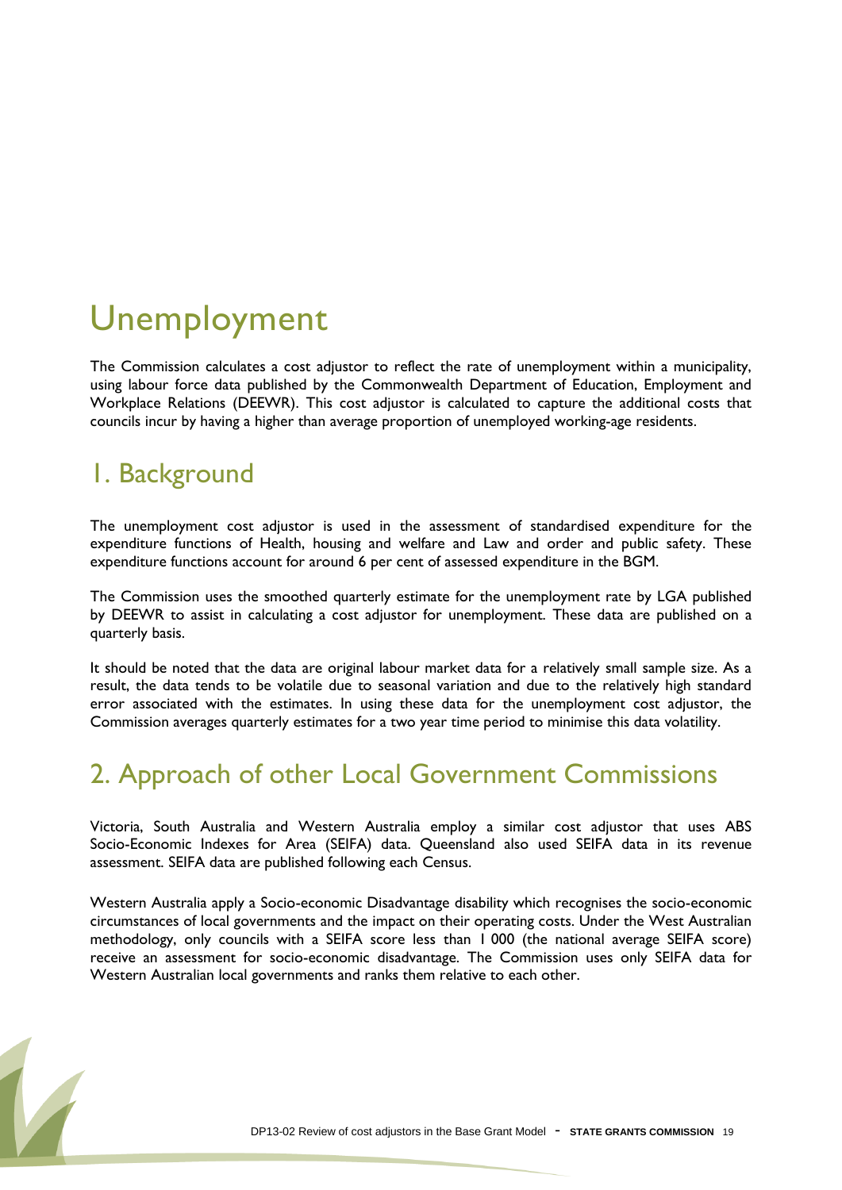# Unemployment

The Commission calculates a cost adjustor to reflect the rate of unemployment within a municipality, using labour force data published by the Commonwealth Department of Education, Employment and Workplace Relations (DEEWR). This cost adjustor is calculated to capture the additional costs that councils incur by having a higher than average proportion of unemployed working-age residents.

## 1. Background

The unemployment cost adjustor is used in the assessment of standardised expenditure for the expenditure functions of Health, housing and welfare and Law and order and public safety. These expenditure functions account for around 6 per cent of assessed expenditure in the BGM.

The Commission uses the smoothed quarterly estimate for the unemployment rate by LGA published by DEEWR to assist in calculating a cost adjustor for unemployment. These data are published on a quarterly basis.

It should be noted that the data are original labour market data for a relatively small sample size. As a result, the data tends to be volatile due to seasonal variation and due to the relatively high standard error associated with the estimates. In using these data for the unemployment cost adjustor, the Commission averages quarterly estimates for a two year time period to minimise this data volatility.

## 2. Approach of other Local Government Commissions

Victoria, South Australia and Western Australia employ a similar cost adjustor that uses ABS Socio-Economic Indexes for Area (SEIFA) data. Queensland also used SEIFA data in its revenue assessment. SEIFA data are published following each Census.

Western Australia apply a Socio-economic Disadvantage disability which recognises the socio-economic circumstances of local governments and the impact on their operating costs. Under the West Australian methodology, only councils with a SEIFA score less than 1 000 (the national average SEIFA score) receive an assessment for socio-economic disadvantage. The Commission uses only SEIFA data for Western Australian local governments and ranks them relative to each other.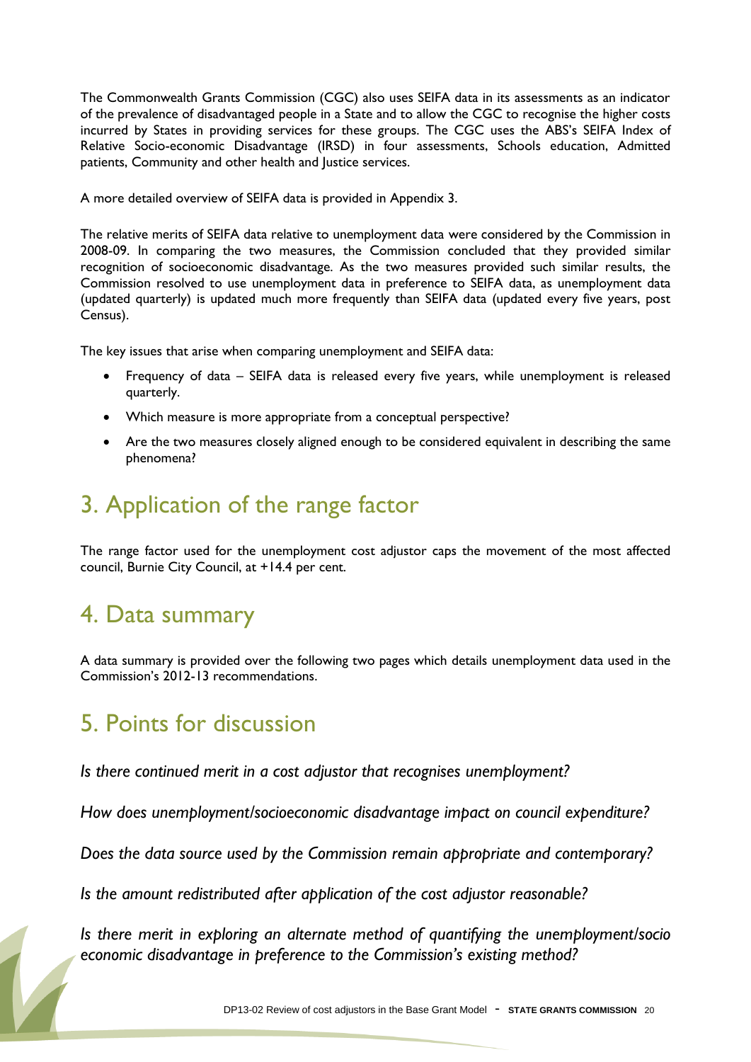The Commonwealth Grants Commission (CGC) also uses SEIFA data in its assessments as an indicator of the prevalence of disadvantaged people in a State and to allow the CGC to recognise the higher costs incurred by States in providing services for these groups. The CGC uses the ABS's SEIFA Index of Relative Socio-economic Disadvantage (IRSD) in four assessments, Schools education, Admitted patients, Community and other health and Justice services.

A more detailed overview of SEIFA data is provided in Appendix 3.

The relative merits of SEIFA data relative to unemployment data were considered by the Commission in 2008-09. In comparing the two measures, the Commission concluded that they provided similar recognition of socioeconomic disadvantage. As the two measures provided such similar results, the Commission resolved to use unemployment data in preference to SEIFA data, as unemployment data (updated quarterly) is updated much more frequently than SEIFA data (updated every five years, post Census).

The key issues that arise when comparing unemployment and SEIFA data:

- Frequency of data – SEIFA data is released every five years, while unemployment is released quarterly.
- Which measure is more appropriate from a conceptual perspective?
- Are the two measures closely aligned enough to be considered equivalent in describing the same phenomena?

## 3. Application of the range factor

The range factor used for the unemployment cost adjustor caps the movement of the most affected council, Burnie City Council, at +14.4 per cent.

## 4. Data summary

A data summary is provided over the following two pages which details unemployment data used in the Commission's 2012-13 recommendations.

## 5. Points for discussion

*Is there continued merit in a cost adjustor that recognises unemployment?*

*How does unemployment/socioeconomic disadvantage impact on council expenditure?*

*Does the data source used by the Commission remain appropriate and contemporary?*

*Is the amount redistributed after application of the cost adjustor reasonable?*

*Is there merit in exploring an alternate method of quantifying the unemployment/socio economic disadvantage in preference to the Commission's existing method?*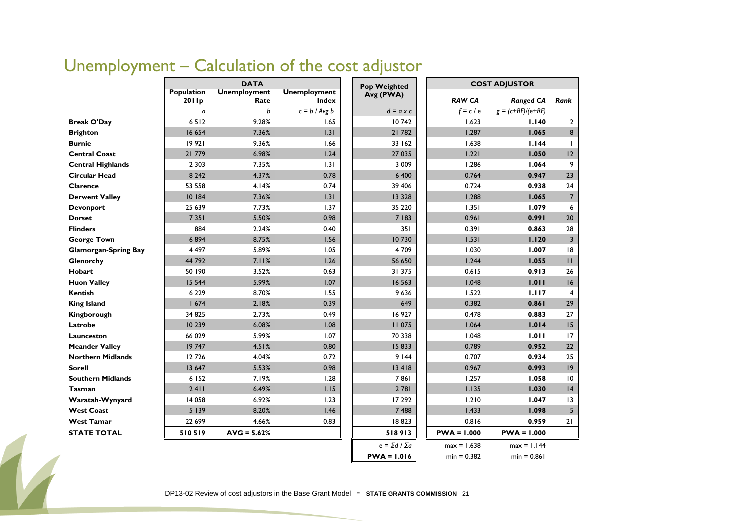# Unemployment – Calculation of the cost adjustor

| | DATA | | | Pop Weighted Avg (PWA) | COST ADJUSTOR | | |
|---|---|---|---|---|---|---|---|
| | Population 2011p | Unemployment Rate | Unemployment Index | | *RAW CA* | *Ranged CA* | *Rank* |
| | *a* | *b* | *c = b / Avg b* | *d = a x c* | *f = c / e* | *g = (c+RF)/(e+RF)* | |
| **Break O'Day** | 6 512 | 9.28% | 1.65 | 10 742 | 1.623 | **1.140** | 2 |
| **Brighton** | 16 654 | 7.36% | 1.31 | 21 782 | 1.287 | **1.065** | 8 |
| **Burnie** | 19 921 | 9.36% | 1.66 | 33 162 | 1.638 | **1.144** | 1 |
| **Central Coast** | 21 779 | 6.98% | 1.24 | 27 035 | 1.221 | **1.050** | 12 |
| **Central Highlands** | 2 303 | 7.35% | 1.31 | 3 009 | 1.286 | **1.064** | 9 |
| **Circular Head** | 8 242 | 4.37% | 0.78 | 6 400 | 0.764 | **0.947** | 23 |
| **Clarence** | 53 558 | 4.14% | 0.74 | 39 406 | 0.724 | **0.938** | 24 |
| **Derwent Valley** | 10 184 | 7.36% | 1.31 | 13 328 | 1.288 | **1.065** | 7 |
| **Devonport** | 25 639 | 7.73% | 1.37 | 35 220 | 1.351 | **1.079** | 6 |
| **Dorset** | 7 351 | 5.50% | 0.98 | 7 183 | 0.961 | **0.991** | 20 |
| **Flinders** | 884 | 2.24% | 0.40 | 351 | 0.391 | **0.863** | 28 |
| **George Town** | 6 894 | 8.75% | 1.56 | 10 730 | 1.531 | **1.120** | 3 |
| **Glamorgan-Spring Bay** | 4 497 | 5.89% | 1.05 | 4 709 | 1.030 | **1.007** | 18 |
| **Glenorchy** | 44 792 | 7.11% | 1.26 | 56 650 | 1.244 | **1.055** | 11 |
| **Hobart** | 50 190 | 3.52% | 0.63 | 31 375 | 0.615 | **0.913** | 26 |
| **Huon Valley** | 15 544 | 5.99% | 1.07 | 16 563 | 1.048 | **1.011** | 16 |
| **Kentish** | 6 229 | 8.70% | 1.55 | 9 636 | 1.522 | **1.117** | 4 |
| **King Island** | 1 674 | 2.18% | 0.39 | 649 | 0.382 | **0.861** | 29 |
| **Kingborough** | 34 825 | 2.73% | 0.49 | 16 927 | 0.478 | **0.883** | 27 |
| **Latrobe** | 10 239 | 6.08% | 1.08 | 11 075 | 1.064 | **1.014** | 15 |
| **Launceston** | 66 029 | 5.99% | 1.07 | 70 338 | 1.048 | **1.011** | 17 |
| **Meander Valley** | 19 747 | 4.51% | 0.80 | 15 833 | 0.789 | **0.952** | 22 |
| **Northern Midlands** | 12 726 | 4.04% | 0.72 | 9 144 | 0.707 | **0.934** | 25 |
| **Sorell** | 13 647 | 5.53% | 0.98 | 13 418 | 0.967 | **0.993** | 19 |
| **Southern Midlands** | 6 152 | 7.19% | 1.28 | 7 861 | 1.257 | **1.058** | 10 |
| **Tasman** | 2 411 | 6.49% | 1.15 | 2 781 | 1.135 | **1.030** | 14 |
| **Waratah-Wynyard** | 14 058 | 6.92% | 1.23 | 17 292 | 1.210 | **1.047** | 13 |
| **West Coast** | 5 139 | 8.20% | 1.46 | 7 488 | 1.433 | **1.098** | 5 |
| **West Tamar** | 22 699 | 4.66% | 0.83 | 18 823 | 0.816 | **0.959** | 21 |
| **STATE TOTAL** | **510 519** | **AVG = 5.62%** | | **518 913** | **PWA = 1.000** | **PWA = 1.000** | |
| | | | | $e = \Sigma d / \Sigma a$ | max = 1.638 | max = 1.144 | |
| | | | | **PWA = 1.016** | min = 0.382 | min = 0.861 | |

DP13-02 Review of cost adjustors in the Base Grant Model - **STATE GRANTS COMMISSION**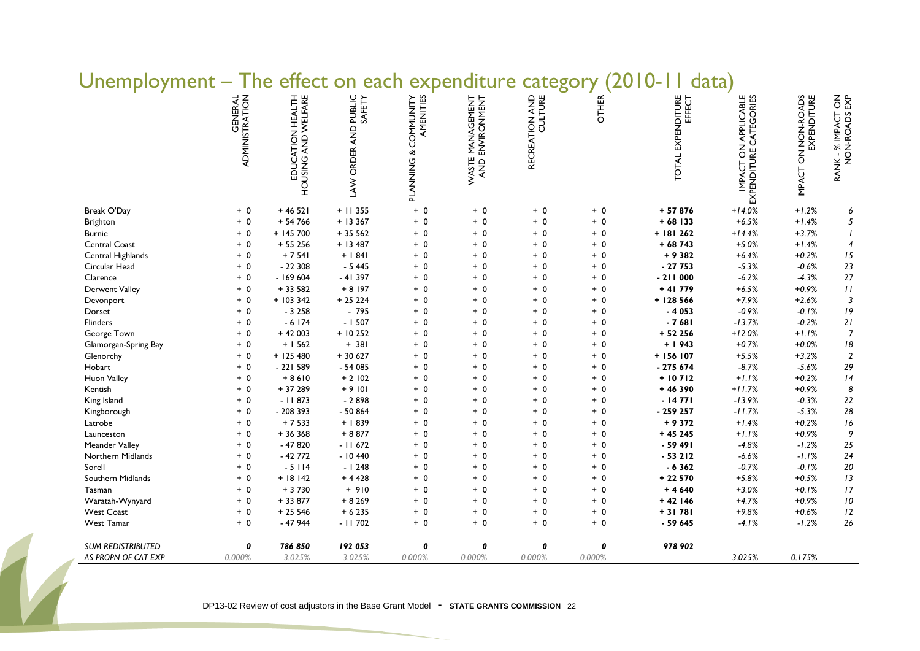# Unemployment – The effect on each expenditure category (2010-11 data)

| | GENERAL ADMINISTRATION | EDUCATION HEALTH HOUSING AND WELFARE | LAW ORDER AND PUBLIC SAFETY | PLANNING & COMMUNITY AMENITIES | WASTE MANAGEMENT AND ENVIRONMENT | RECREATION AND CULTURE | OTHER | TOTAL EXPENDITURE EFFECT | IMPACT ON APPLICABLE EXPENDITURE CATEGORIES | IMPACT ON NON-ROADS EXPENDITURE | RANK - % IMPACT ON NON-ROADS EXP |
|---|---|---|---|---|---|---|---|---|---|---|---|
| Break O'Day | + 0 | + 46 521 | + 11 355 | + 0 | + 0 | + 0 | + 0 | **+ 57 876** | *+14.0%* | *+1.2%* | *6* |
| Brighton | + 0 | + 54 766 | + 13 367 | + 0 | + 0 | + 0 | + 0 | **+ 68 133** | *+6.5%* | *+1.4%* | *5* |
| Burnie | + 0 | + 145 700 | + 35 562 | + 0 | + 0 | + 0 | + 0 | **+ 181 262** | *+14.4%* | *+3.7%* | *1* |
| Central Coast | + 0 | + 55 256 | + 13 487 | + 0 | + 0 | + 0 | + 0 | **+ 68 743** | *+5.0%* | *+1.4%* | *4* |
| Central Highlands | + 0 | + 7 541 | + 1 841 | + 0 | + 0 | + 0 | + 0 | **+ 9 382** | *+6.4%* | *+0.2%* | *15* |
| Circular Head | + 0 | - 22 308 | - 5 445 | + 0 | + 0 | + 0 | + 0 | **- 27 753** | *-5.3%* | *-0.6%* | *23* |
| Clarence | + 0 | - 169 604 | - 41 397 | + 0 | + 0 | + 0 | + 0 | **- 211 000** | *-6.2%* | *-4.3%* | *27* |
| Derwent Valley | + 0 | + 33 582 | + 8 197 | + 0 | + 0 | + 0 | + 0 | **+ 41 779** | *+6.5%* | *+0.9%* | *11* |
| Devonport | + 0 | + 103 342 | + 25 224 | + 0 | + 0 | + 0 | + 0 | **+ 128 566** | *+7.9%* | *+2.6%* | *3* |
| Dorset | + 0 | - 3 258 | - 795 | + 0 | + 0 | + 0 | + 0 | **- 4 053** | *-0.9%* | *-0.1%* | *19* |
| Flinders | + 0 | - 6 174 | - 1 507 | + 0 | + 0 | + 0 | + 0 | **- 7 681** | *-13.7%* | *-0.2%* | *21* |
| George Town | + 0 | + 42 003 | + 10 252 | + 0 | + 0 | + 0 | + 0 | **+ 52 256** | *+12.0%* | *+1.1%* | *7* |
| Glamorgan-Spring Bay | + 0 | + 1 562 | + 381 | + 0 | + 0 | + 0 | + 0 | **+ 1 943** | *+0.7%* | *+0.0%* | *18* |
| Glenorchy | + 0 | + 125 480 | + 30 627 | + 0 | + 0 | + 0 | + 0 | **+ 156 107** | *+5.5%* | *+3.2%* | *2* |
| Hobart | + 0 | - 221 589 | - 54 085 | + 0 | + 0 | + 0 | + 0 | **- 275 674** | *-8.7%* | *-5.6%* | *29* |
| Huon Valley | + 0 | + 8 610 | + 2 102 | + 0 | + 0 | + 0 | + 0 | **+ 10 712** | *+1.1%* | *+0.2%* | *14* |
| Kentish | + 0 | + 37 289 | + 9 101 | + 0 | + 0 | + 0 | + 0 | **+ 46 390** | *+11.7%* | *+0.9%* | *8* |
| King Island | + 0 | - 11 873 | - 2 898 | + 0 | + 0 | + 0 | + 0 | **- 14 771** | *-13.9%* | *-0.3%* | *22* |
| Kingborough | + 0 | - 208 393 | - 50 864 | + 0 | + 0 | + 0 | + 0 | **- 259 257** | *-11.7%* | *-5.3%* | *28* |
| Latrobe | + 0 | + 7 533 | + 1 839 | + 0 | + 0 | + 0 | + 0 | **+ 9 372** | *+1.4%* | *+0.2%* | *16* |
| Launceston | + 0 | + 36 368 | + 8 877 | + 0 | + 0 | + 0 | + 0 | **+ 45 245** | *+1.1%* | *+0.9%* | *9* |
| Meander Valley | + 0 | - 47 820 | - 11 672 | + 0 | + 0 | + 0 | + 0 | **- 59 491** | *-4.8%* | *-1.2%* | *25* |
| Northern Midlands | + 0 | - 42 772 | - 10 440 | + 0 | + 0 | + 0 | + 0 | **- 53 212** | *-6.6%* | *-1.1%* | *24* |
| Sorell | + 0 | - 5 114 | - 1 248 | + 0 | + 0 | + 0 | + 0 | **- 6 362** | *-0.7%* | *-0.1%* | *20* |
| Southern Midlands | + 0 | + 18 142 | + 4 428 | + 0 | + 0 | + 0 | + 0 | **+ 22 570** | *+5.8%* | *+0.5%* | *13* |
| Tasman | + 0 | + 3 730 | + 910 | + 0 | + 0 | + 0 | + 0 | **+ 4 640** | *+3.0%* | *+0.1%* | *17* |
| Waratah-Wynyard | + 0 | + 33 877 | + 8 269 | + 0 | + 0 | + 0 | + 0 | **+ 42 146** | *+4.7%* | *+0.9%* | *10* |
| West Coast | + 0 | + 25 546 | + 6 235 | + 0 | + 0 | + 0 | + 0 | **+ 31 781** | *+9.8%* | *+0.6%* | *12* |
| West Tamar | + 0 | - 47 944 | - 11 702 | + 0 | + 0 | + 0 | + 0 | **- 59 645** | *-4.1%* | *-1.2%* | *26* |
| *SUM REDISTRIBUTED* | ***0*** | ***786 850*** | ***192 053*** | ***0*** | ***0*** | ***0*** | ***0*** | ***978 902*** | | | |
| *AS PROPN OF CAT EXP* | *0.000%* | *3.025%* | *3.025%* | *0.000%* | *0.000%* | *0.000%* | *0.000%* | | *3.025%* | *0.175%* | |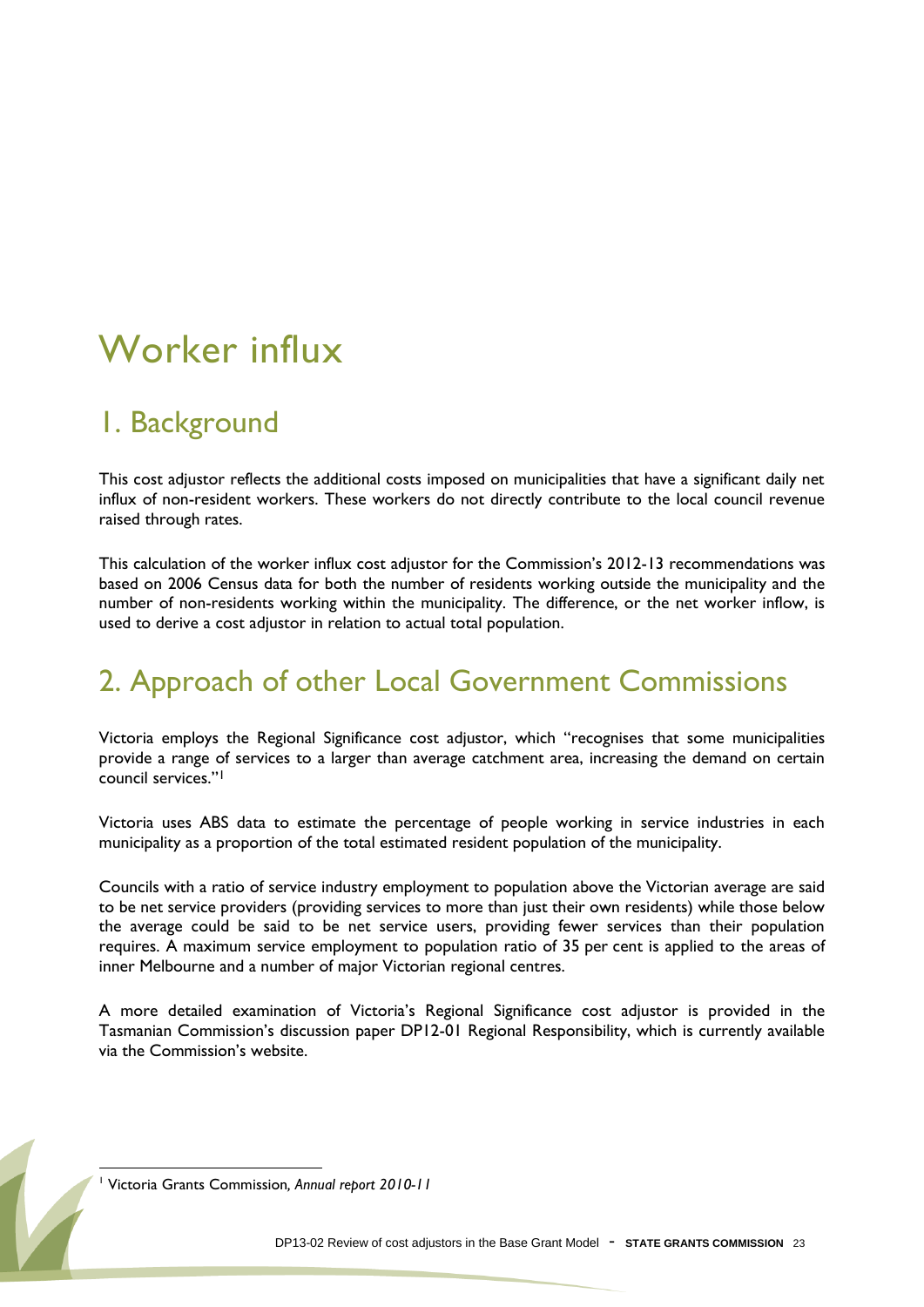# Worker influx

## 1. Background

This cost adjustor reflects the additional costs imposed on municipalities that have a significant daily net influx of non-resident workers. These workers do not directly contribute to the local council revenue raised through rates.

This calculation of the worker influx cost adjustor for the Commission's 2012-13 recommendations was based on 2006 Census data for both the number of residents working outside the municipality and the number of non-residents working within the municipality. The difference, or the net worker inflow, is used to derive a cost adjustor in relation to actual total population.

## 2. Approach of other Local Government Commissions

Victoria employs the Regional Significance cost adjustor, which "recognises that some municipalities provide a range of services to a larger than average catchment area, increasing the demand on certain council services."[1]

Victoria uses ABS data to estimate the percentage of people working in service industries in each municipality as a proportion of the total estimated resident population of the municipality.

Councils with a ratio of service industry employment to population above the Victorian average are said to be net service providers (providing services to more than just their own residents) while those below the average could be said to be net service users, providing fewer services than their population requires. A maximum service employment to population ratio of 35 per cent is applied to the areas of inner Melbourne and a number of major Victorian regional centres.

A more detailed examination of Victoria's Regional Significance cost adjustor is provided in the Tasmanian Commission's discussion paper DP12-01 Regional Responsibility, which is currently available via the Commission's website.

---

[1] Victoria Grants Commission, *Annual report 2010-11*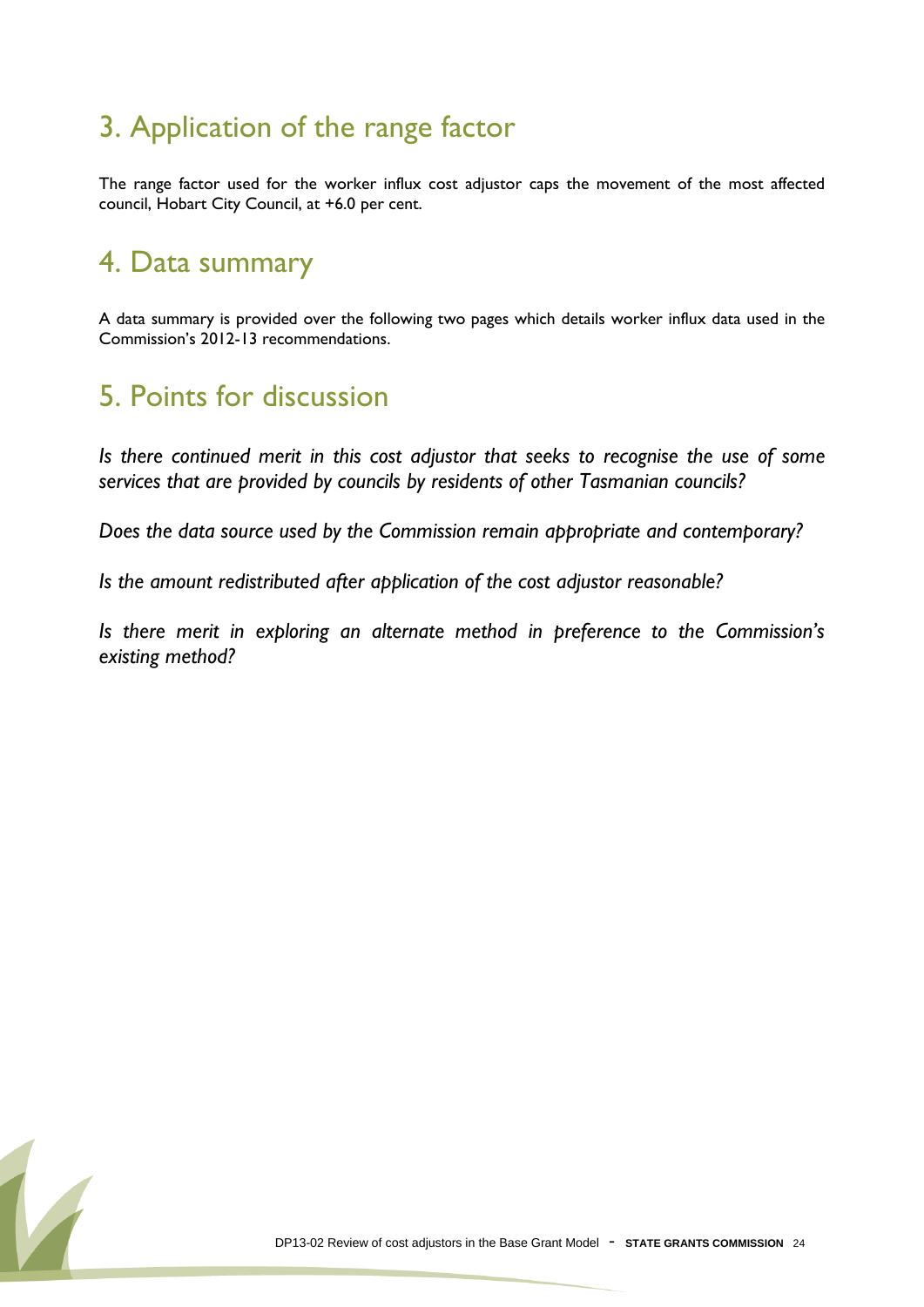## 3. Application of the range factor

The range factor used for the worker influx cost adjustor caps the movement of the most affected council, Hobart City Council, at +6.0 per cent.

## 4. Data summary

A data summary is provided over the following two pages which details worker influx data used in the Commission's 2012-13 recommendations.

## 5. Points for discussion

*Is there continued merit in this cost adjustor that seeks to recognise the use of some services that are provided by councils by residents of other Tasmanian councils?*

*Does the data source used by the Commission remain appropriate and contemporary?*

*Is the amount redistributed after application of the cost adjustor reasonable?*

*Is there merit in exploring an alternate method in preference to the Commission's existing method?*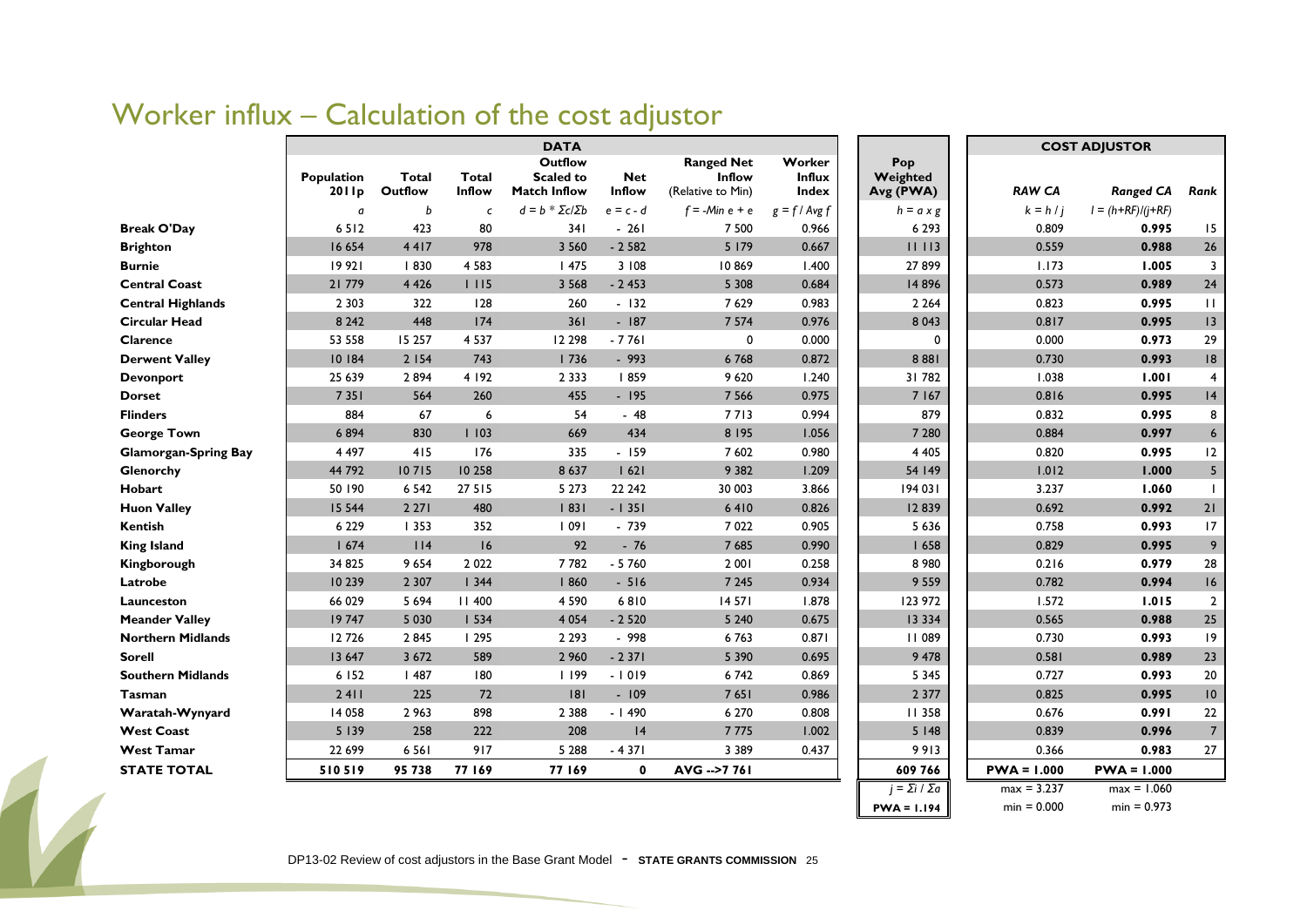# Worker influx – Calculation of the cost adjustor

| | DATA | | | | | | | | | COST ADJUSTOR | | |
|---|---|---|---|---|---|---|---|---|---|---|---|---|
| | Population 2011p | Total Outflow | Total Inflow | Outflow Scaled to Match Inflow | Net Inflow | Ranged Net Inflow (Relative to Min) | Worker Influx Index | Pop Weighted Avg (PWA) | | *RAW CA* | *Ranged CA* | *Rank* |
| | *a* | *b* | *c* | $d = b * \Sigma c / \Sigma b$ | $e = c - d$ | $f = -Min\ e + e$ | $g = f / Avg\ f$ | $h = a \times g$ | | $k = h / j$ | $l = (h+RF)/(j+RF)$ | |
| **Break O'Day** | 6 512 | 423 | 80 | 341 | - 261 | 7 500 | 0.966 | 6 293 | | 0.809 | **0.995** | 15 |
| **Brighton** | 16 654 | 4 417 | 978 | 3 560 | - 2 582 | 5 179 | 0.667 | 11 113 | | 0.559 | **0.988** | 26 |
| **Burnie** | 19 921 | 1 830 | 4 583 | 1 475 | 3 108 | 10 869 | 1.400 | 27 899 | | 1.173 | **1.005** | 3 |
| **Central Coast** | 21 779 | 4 426 | 1 115 | 3 568 | - 2 453 | 5 308 | 0.684 | 14 896 | | 0.573 | **0.989** | 24 |
| **Central Highlands** | 2 303 | 322 | 128 | 260 | - 132 | 7 629 | 0.983 | 2 264 | | 0.823 | **0.995** | 11 |
| **Circular Head** | 8 242 | 448 | 174 | 361 | - 187 | 7 574 | 0.976 | 8 043 | | 0.817 | **0.995** | 13 |
| **Clarence** | 53 558 | 15 257 | 4 537 | 12 298 | - 7 761 | 0 | 0.000 | 0 | | 0.000 | **0.973** | 29 |
| **Derwent Valley** | 10 184 | 2 154 | 743 | 1 736 | - 993 | 6 768 | 0.872 | 8 881 | | 0.730 | **0.993** | 18 |
| **Devonport** | 25 639 | 2 894 | 4 192 | 2 333 | 1 859 | 9 620 | 1.240 | 31 782 | | 1.038 | **1.001** | 4 |
| **Dorset** | 7 351 | 564 | 260 | 455 | - 195 | 7 566 | 0.975 | 7 167 | | 0.816 | **0.995** | 14 |
| **Flinders** | 884 | 67 | 6 | 54 | - 48 | 7 713 | 0.994 | 879 | | 0.832 | **0.995** | 8 |
| **George Town** | 6 894 | 830 | 1 103 | 669 | 434 | 8 195 | 1.056 | 7 280 | | 0.884 | **0.997** | 6 |
| **Glamorgan-Spring Bay** | 4 497 | 415 | 176 | 335 | - 159 | 7 602 | 0.980 | 4 405 | | 0.820 | **0.995** | 12 |
| **Glenorchy** | 44 792 | 10 715 | 10 258 | 8 637 | 1 621 | 9 382 | 1.209 | 54 149 | | 1.012 | **1.000** | 5 |
| **Hobart** | 50 190 | 6 542 | 27 515 | 5 273 | 22 242 | 30 003 | 3.866 | 194 031 | | 3.237 | **1.060** | 1 |
| **Huon Valley** | 15 544 | 2 271 | 480 | 1 831 | - 1 351 | 6 410 | 0.826 | 12 839 | | 0.692 | **0.992** | 21 |
| **Kentish** | 6 229 | 1 353 | 352 | 1 091 | - 739 | 7 022 | 0.905 | 5 636 | | 0.758 | **0.993** | 17 |
| **King Island** | 1 674 | 114 | 16 | 92 | - 76 | 7 685 | 0.990 | 1 658 | | 0.829 | **0.995** | 9 |
| **Kingborough** | 34 825 | 9 654 | 2 022 | 7 782 | - 5 760 | 2 001 | 0.258 | 8 980 | | 0.216 | **0.979** | 28 |
| **Latrobe** | 10 239 | 2 307 | 1 344 | 1 860 | - 516 | 7 245 | 0.934 | 9 559 | | 0.782 | **0.994** | 16 |
| **Launceston** | 66 029 | 5 694 | 11 400 | 4 590 | 6 810 | 14 571 | 1.878 | 123 972 | | 1.572 | **1.015** | 2 |
| **Meander Valley** | 19 747 | 5 030 | 1 534 | 4 054 | - 2 520 | 5 240 | 0.675 | 13 334 | | 0.565 | **0.988** | 25 |
| **Northern Midlands** | 12 726 | 2 845 | 1 295 | 2 293 | - 998 | 6 763 | 0.871 | 11 089 | | 0.730 | **0.993** | 19 |
| **Sorell** | 13 647 | 3 672 | 589 | 2 960 | - 2 371 | 5 390 | 0.695 | 9 478 | | 0.581 | **0.989** | 23 |
| **Southern Midlands** | 6 152 | 1 487 | 180 | 1 199 | - 1 019 | 6 742 | 0.869 | 5 345 | | 0.727 | **0.993** | 20 |
| **Tasman** | 2 411 | 225 | 72 | 181 | - 109 | 7 651 | 0.986 | 2 377 | | 0.825 | **0.995** | 10 |
| **Waratah-Wynyard** | 14 058 | 2 963 | 898 | 2 388 | - 1 490 | 6 270 | 0.808 | 11 358 | | 0.676 | **0.991** | 22 |
| **West Coast** | 5 139 | 258 | 222 | 208 | 14 | 7 775 | 1.002 | 5 148 | | 0.839 | **0.996** | 7 |
| **West Tamar** | 22 699 | 6 561 | 917 | 5 288 | - 4 371 | 3 389 | 0.437 | 9 913 | | 0.366 | **0.983** | 27 |
| **STATE TOTAL** | **510 519** | **95 738** | **77 169** | **77 169** | **0** | **AVG -->7 761** | | **609 766** | | **PWA = 1.000** | **PWA = 1.000** | |
| | | | | | | | | $j = \Sigma i / \Sigma a$ | | max = 3.237 | max = 1.060 | |
| | | | | | | | | **PWA = 1.194** | | min = 0.000 | min = 0.973 | |

DP13-02 Review of cost adjustors in the Base Grant Model - **STATE GRANTS COMMISSION**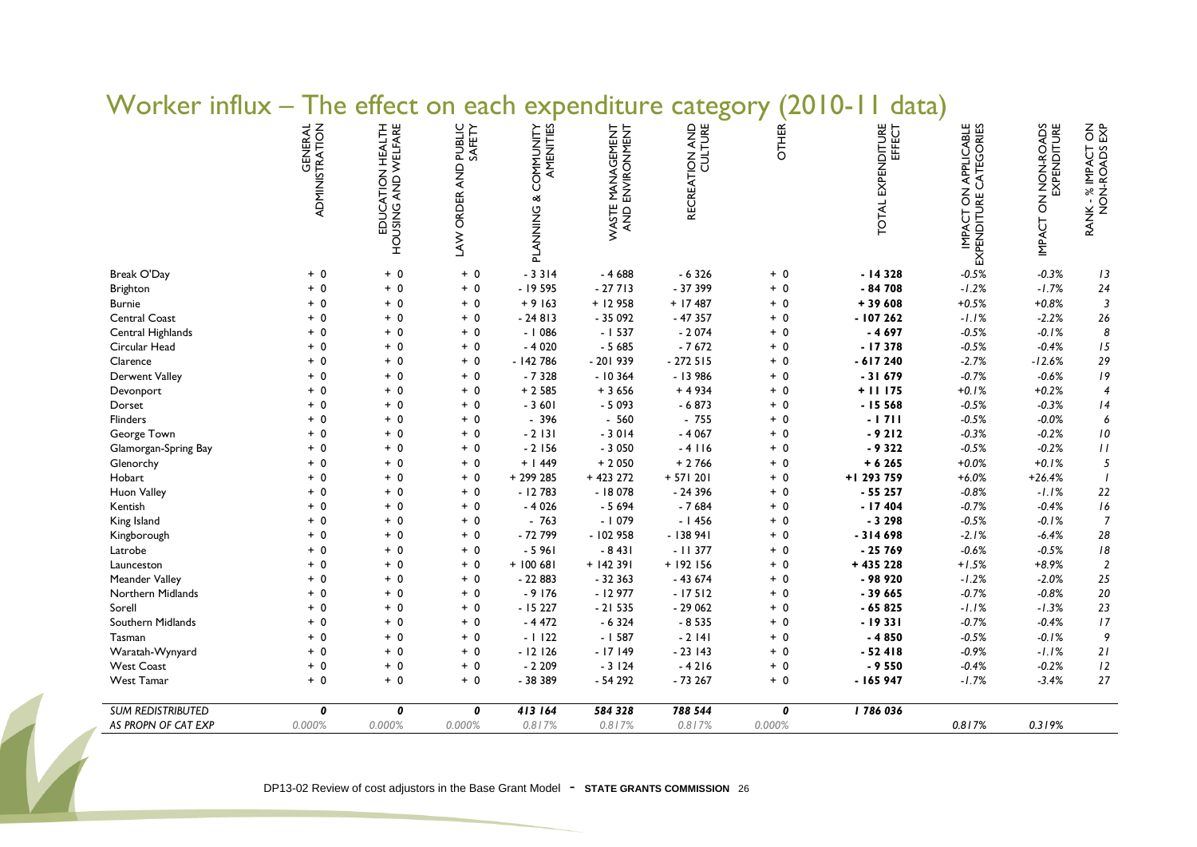# Worker influx – The effect on each expenditure category (2010-11 data)

| | GENERAL ADMINISTRATION | EDUCATION HEALTH HOUSING AND WELFARE | LAW ORDER AND PUBLIC SAFETY | PLANNING & COMMUNITY AMENITIES | WASTE MANAGEMENT AND ENVIRONMENT | RECREATION AND CULTURE | OTHER | TOTAL EXPENDITURE EFFECT | IMPACT ON APPLICABLE EXPENDITURE CATEGORIES | IMPACT ON NON-ROADS EXPENDITURE | RANK - % IMPACT ON NON-ROADS EXP |
|---|---|---|---|---|---|---|---|---|---|---|---|
| Break O'Day | + 0 | + 0 | + 0 | - 3 314 | - 4 688 | - 6 326 | + 0 | **- 14 328** | *-0.5%* | *-0.3%* | *13* |
| Brighton | + 0 | + 0 | + 0 | - 19 595 | - 27 713 | - 37 399 | + 0 | **- 84 708** | *-1.2%* | *-1.7%* | *24* |
| Burnie | + 0 | + 0 | + 0 | + 9 163 | + 12 958 | + 17 487 | + 0 | **+ 39 608** | *+0.5%* | *+0.8%* | *3* |
| Central Coast | + 0 | + 0 | + 0 | - 24 813 | - 35 092 | - 47 357 | + 0 | **- 107 262** | *-1.1%* | *-2.2%* | *26* |
| Central Highlands | + 0 | + 0 | + 0 | - 1 086 | - 1 537 | - 2 074 | + 0 | **- 4 697** | *-0.5%* | *-0.1%* | *8* |
| Circular Head | + 0 | + 0 | + 0 | - 4 020 | - 5 685 | - 7 672 | + 0 | **- 17 378** | *-0.5%* | *-0.4%* | *15* |
| Clarence | + 0 | + 0 | + 0 | - 142 786 | - 201 939 | - 272 515 | + 0 | **- 617 240** | *-2.7%* | *-12.6%* | *29* |
| Derwent Valley | + 0 | + 0 | + 0 | - 7 328 | - 10 364 | - 13 986 | + 0 | **- 31 679** | *-0.7%* | *-0.6%* | *19* |
| Devonport | + 0 | + 0 | + 0 | + 2 585 | + 3 656 | + 4 934 | + 0 | **+ 11 175** | *+0.1%* | *+0.2%* | *4* |
| Dorset | + 0 | + 0 | + 0 | - 3 601 | - 5 093 | - 6 873 | + 0 | **- 15 568** | *-0.5%* | *-0.3%* | *14* |
| Flinders | + 0 | + 0 | + 0 | - 396 | - 560 | - 755 | + 0 | **- 1 711** | *-0.5%* | *-0.0%* | *6* |
| George Town | + 0 | + 0 | + 0 | - 2 131 | - 3 014 | - 4 067 | + 0 | **- 9 212** | *-0.3%* | *-0.2%* | *10* |
| Glamorgan-Spring Bay | + 0 | + 0 | + 0 | - 2 156 | - 3 050 | - 4 116 | + 0 | **- 9 322** | *-0.5%* | *-0.2%* | *11* |
| Glenorchy | + 0 | + 0 | + 0 | + 1 449 | + 2 050 | + 2 766 | + 0 | **+ 6 265** | *+0.0%* | *+0.1%* | *5* |
| Hobart | + 0 | + 0 | + 0 | + 299 285 | + 423 272 | + 571 201 | + 0 | **+1 293 759** | *+6.0%* | *+26.4%* | *1* |
| Huon Valley | + 0 | + 0 | + 0 | - 12 783 | - 18 078 | - 24 396 | + 0 | **- 55 257** | *-0.8%* | *-1.1%* | *22* |
| Kentish | + 0 | + 0 | + 0 | - 4 026 | - 5 694 | - 7 684 | + 0 | **- 17 404** | *-0.7%* | *-0.4%* | *16* |
| King Island | + 0 | + 0 | + 0 | - 763 | - 1 079 | - 1 456 | + 0 | **- 3 298** | *-0.5%* | *-0.1%* | *7* |
| Kingborough | + 0 | + 0 | + 0 | - 72 799 | - 102 958 | - 138 941 | + 0 | **- 314 698** | *-2.1%* | *-6.4%* | *28* |
| Latrobe | + 0 | + 0 | + 0 | - 5 961 | - 8 431 | - 11 377 | + 0 | **- 25 769** | *-0.6%* | *-0.5%* | *18* |
| Launceston | + 0 | + 0 | + 0 | + 100 681 | + 142 391 | + 192 156 | + 0 | **+ 435 228** | *+1.5%* | *+8.9%* | *2* |
| Meander Valley | + 0 | + 0 | + 0 | - 22 883 | - 32 363 | - 43 674 | + 0 | **- 98 920** | *-1.2%* | *-2.0%* | *25* |
| Northern Midlands | + 0 | + 0 | + 0 | - 9 176 | - 12 977 | - 17 512 | + 0 | **- 39 665** | *-0.7%* | *-0.8%* | *20* |
| Sorell | + 0 | + 0 | + 0 | - 15 227 | - 21 535 | - 29 062 | + 0 | **- 65 825** | *-1.1%* | *-1.3%* | *23* |
| Southern Midlands | + 0 | + 0 | + 0 | - 4 472 | - 6 324 | - 8 535 | + 0 | **- 19 331** | *-0.7%* | *-0.4%* | *17* |
| Tasman | + 0 | + 0 | + 0 | - 1 122 | - 1 587 | - 2 141 | + 0 | **- 4 850** | *-0.5%* | *-0.1%* | *9* |
| Waratah-Wynyard | + 0 | + 0 | + 0 | - 12 126 | - 17 149 | - 23 143 | + 0 | **- 52 418** | *-0.9%* | *-1.1%* | *21* |
| West Coast | + 0 | + 0 | + 0 | - 2 209 | - 3 124 | - 4 216 | + 0 | **- 9 550** | *-0.4%* | *-0.2%* | *12* |
| West Tamar | + 0 | + 0 | + 0 | - 38 389 | - 54 292 | - 73 267 | + 0 | **- 165 947** | *-1.7%* | *-3.4%* | *27* |
| *SUM REDISTRIBUTED* | ***0*** | ***0*** | ***0*** | ***413 164*** | ***584 328*** | ***788 544*** | ***0*** | ***1 786 036*** | | | |
| *AS PROPN OF CAT EXP* | *0.000%* | *0.000%* | *0.000%* | *0.817%* | *0.817%* | *0.817%* | *0.000%* | | *0.817%* | *0.319%* | |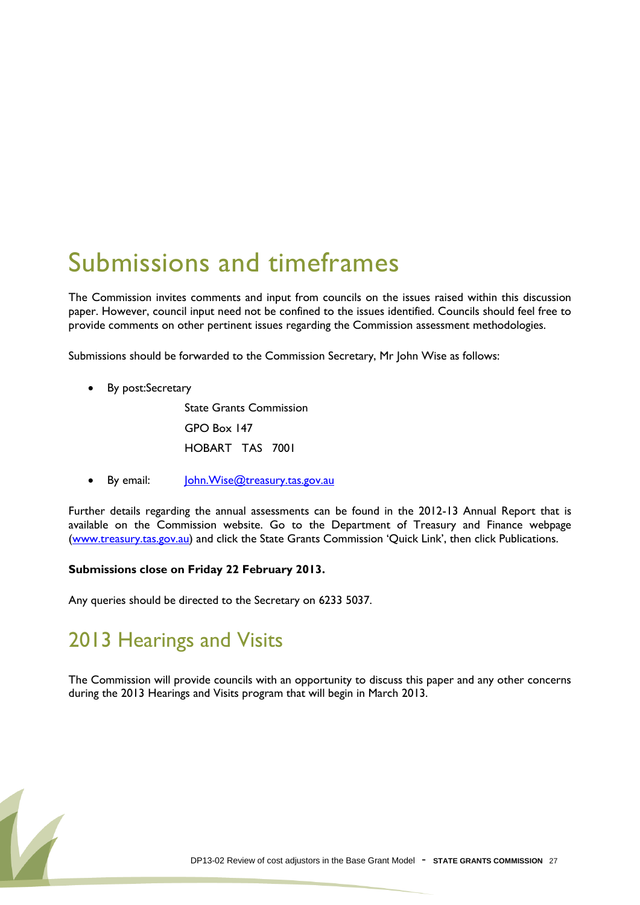# Submissions and timeframes

The Commission invites comments and input from councils on the issues raised within this discussion paper. However, council input need not be confined to the issues identified. Councils should feel free to provide comments on other pertinent issues regarding the Commission assessment methodologies.

Submissions should be forwarded to the Commission Secretary, Mr John Wise as follows:

- By post:Secretary

  State Grants Commission

  GPO Box 147

  HOBART TAS 7001

- By email: John.Wise@treasury.tas.gov.au

Further details regarding the annual assessments can be found in the 2012-13 Annual Report that is available on the Commission website. Go to the Department of Treasury and Finance webpage (www.treasury.tas.gov.au) and click the State Grants Commission 'Quick Link', then click Publications.

**Submissions close on Friday 22 February 2013.**

Any queries should be directed to the Secretary on 6233 5037.

## 2013 Hearings and Visits

The Commission will provide councils with an opportunity to discuss this paper and any other concerns during the 2013 Hearings and Visits program that will begin in March 2013.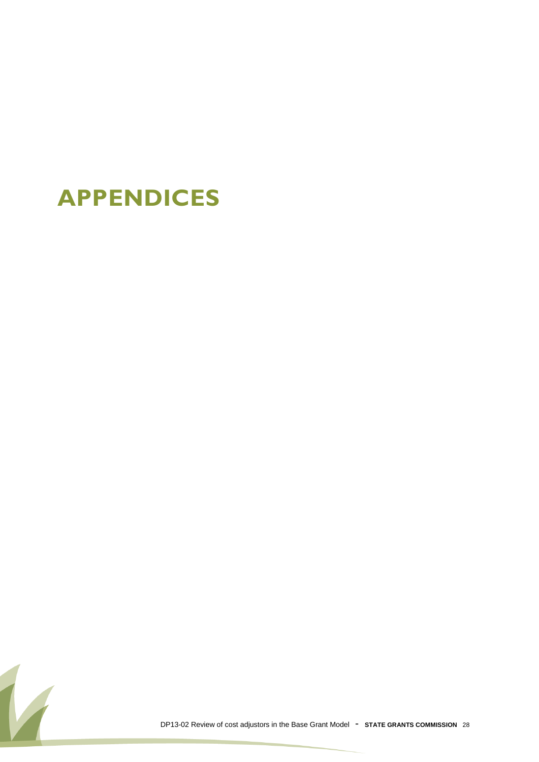# APPENDICES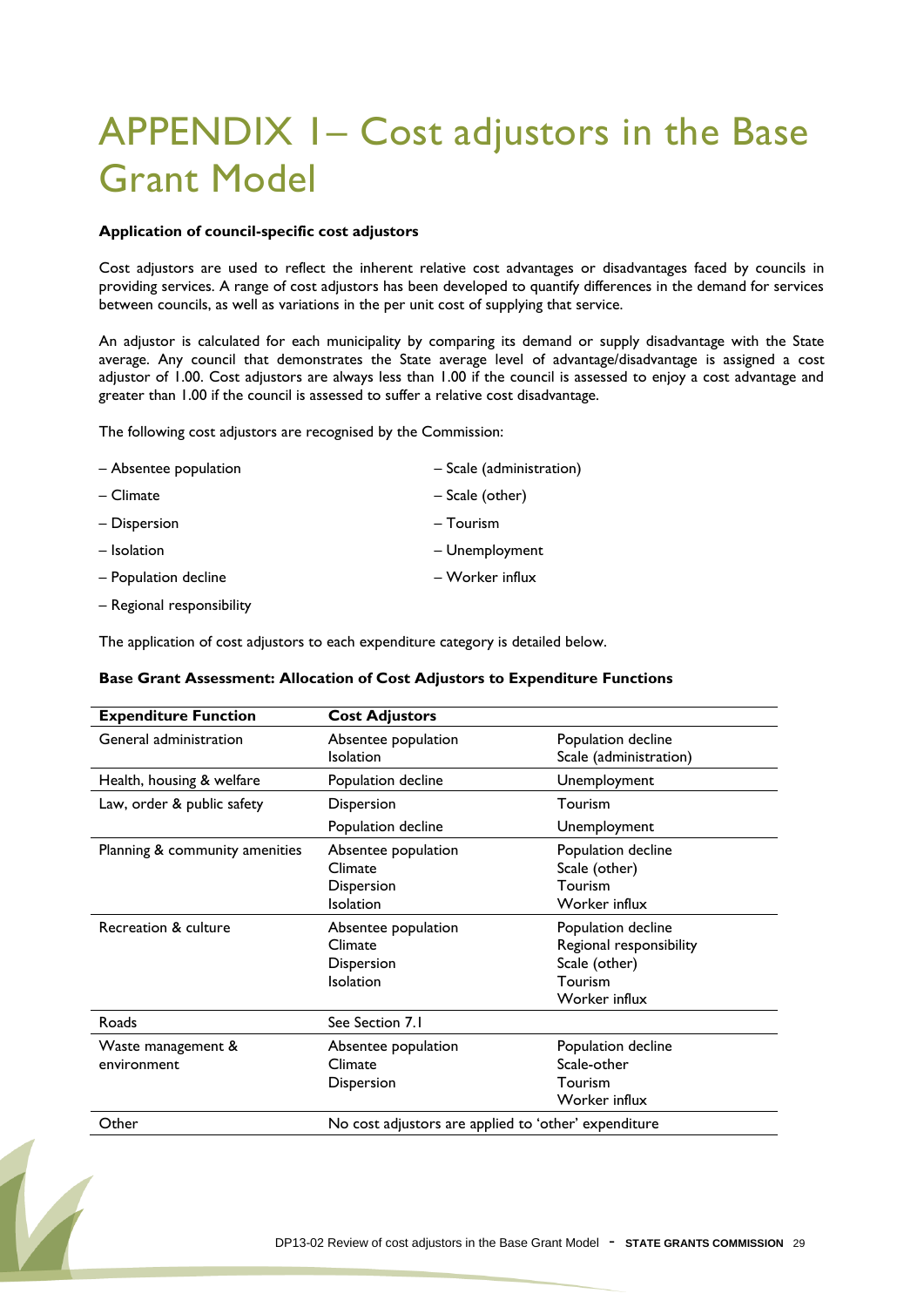# APPENDIX 1– Cost adjustors in the Base Grant Model

**Application of council-specific cost adjustors**

Cost adjustors are used to reflect the inherent relative cost advantages or disadvantages faced by councils in providing services. A range of cost adjustors has been developed to quantify differences in the demand for services between councils, as well as variations in the per unit cost of supplying that service.

An adjustor is calculated for each municipality by comparing its demand or supply disadvantage with the State average. Any council that demonstrates the State average level of advantage/disadvantage is assigned a cost adjustor of 1.00. Cost adjustors are always less than 1.00 if the council is assessed to enjoy a cost advantage and greater than 1.00 if the council is assessed to suffer a relative cost disadvantage.

The following cost adjustors are recognised by the Commission:

– Absentee population
– Climate
– Dispersion
– Isolation
– Population decline
– Regional responsibility
– Scale (administration)
– Scale (other)
– Tourism
– Unemployment
– Worker influx

The application of cost adjustors to each expenditure category is detailed below.

**Base Grant Assessment: Allocation of Cost Adjustors to Expenditure Functions**

| Expenditure Function | Cost Adjustors | |
|---|---|---|
| General administration | Absentee population<br>Isolation | Population decline<br>Scale (administration) |
| Health, housing & welfare | Population decline | Unemployment |
| Law, order & public safety | Dispersion<br>Population decline | Tourism<br>Unemployment |
| Planning & community amenities | Absentee population<br>Climate<br>Dispersion<br>Isolation | Population decline<br>Scale (other)<br>Tourism<br>Worker influx |
| Recreation & culture | Absentee population<br>Climate<br>Dispersion<br>Isolation | Population decline<br>Regional responsibility<br>Scale (other)<br>Tourism<br>Worker influx |
| Roads | See Section 7.1 | |
| Waste management & environment | Absentee population<br>Climate<br>Dispersion | Population decline<br>Scale-other<br>Tourism<br>Worker influx |
| Other | No cost adjustors are applied to 'other' expenditure | |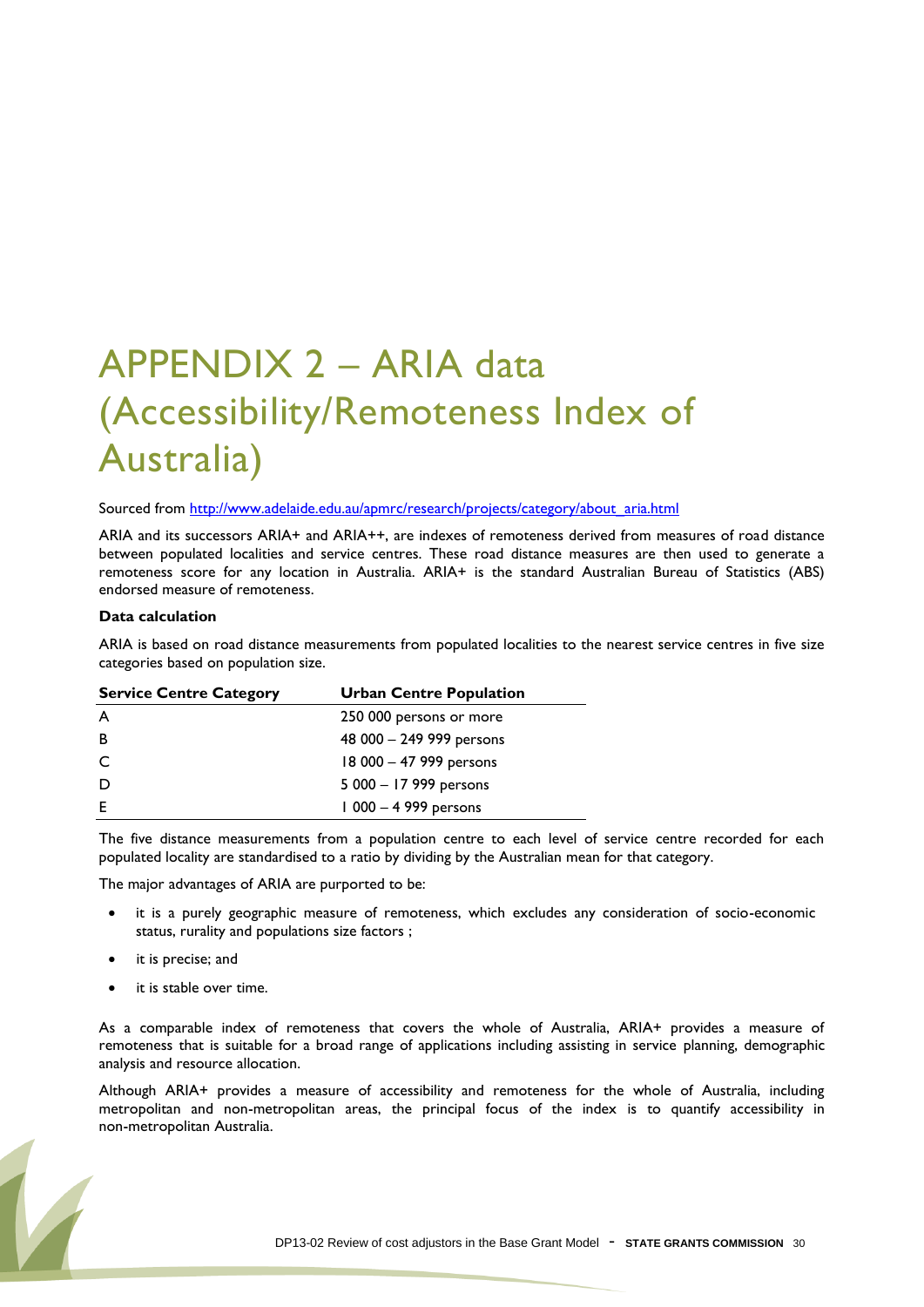# APPENDIX 2 – ARIA data (Accessibility/Remoteness Index of Australia)

Sourced from [http://www.adelaide.edu.au/apmrc/research/projects/category/about_aria.html](http://www.adelaide.edu.au/apmrc/research/projects/category/about_aria.html)

ARIA and its successors ARIA+ and ARIA++, are indexes of remoteness derived from measures of road distance between populated localities and service centres. These road distance measures are then used to generate a remoteness score for any location in Australia. ARIA+ is the standard Australian Bureau of Statistics (ABS) endorsed measure of remoteness.

**Data calculation**

ARIA is based on road distance measurements from populated localities to the nearest service centres in five size categories based on population size.

| Service Centre Category | Urban Centre Population |
|---|---|
| A | 250 000 persons or more |
| B | 48 000 – 249 999 persons |
| C | 18 000 – 47 999 persons |
| D | 5 000 – 17 999 persons |
| E | 1 000 – 4 999 persons |

The five distance measurements from a population centre to each level of service centre recorded for each populated locality are standardised to a ratio by dividing by the Australian mean for that category.

The major advantages of ARIA are purported to be:

- it is a purely geographic measure of remoteness, which excludes any consideration of socio-economic status, rurality and populations size factors ;
- it is precise; and
- it is stable over time.

As a comparable index of remoteness that covers the whole of Australia, ARIA+ provides a measure of remoteness that is suitable for a broad range of applications including assisting in service planning, demographic analysis and resource allocation.

Although ARIA+ provides a measure of accessibility and remoteness for the whole of Australia, including metropolitan and non-metropolitan areas, the principal focus of the index is to quantify accessibility in non-metropolitan Australia.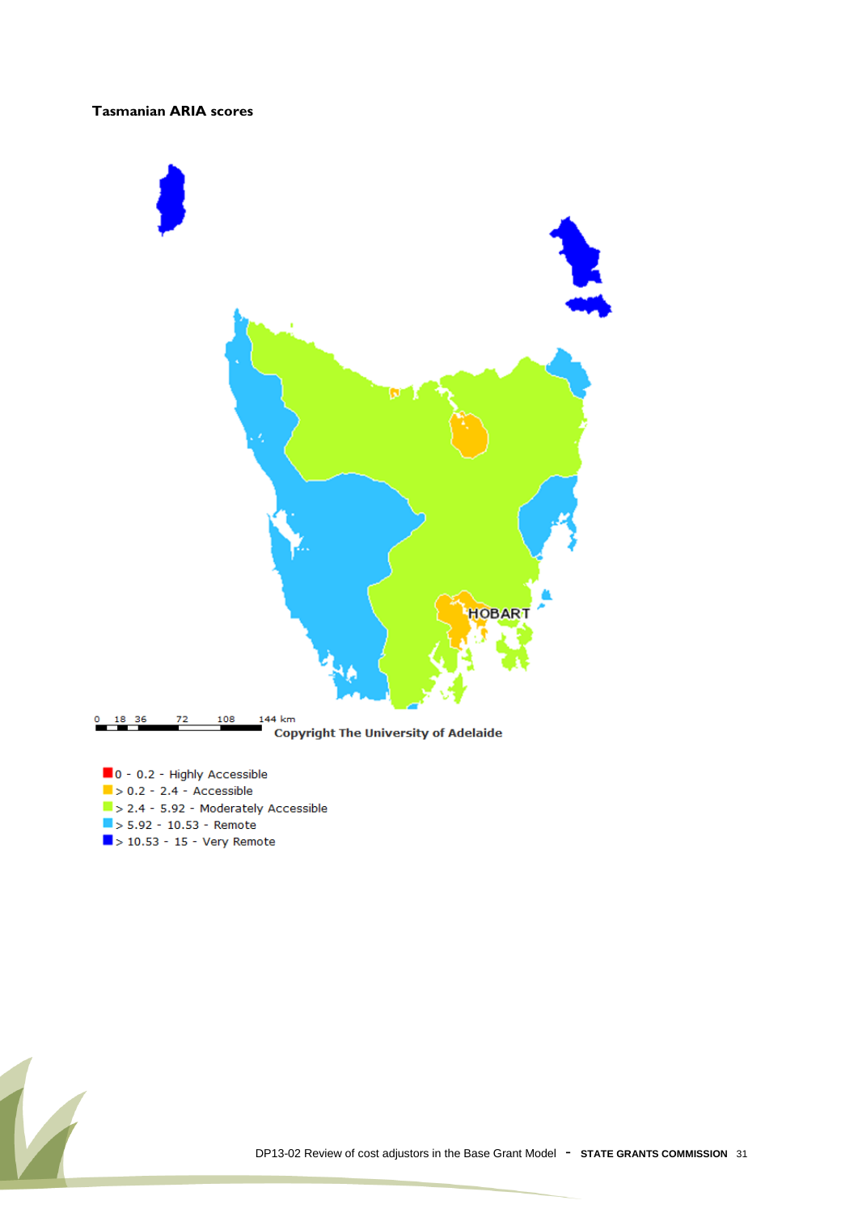**Tasmanian ARIA scores**

HOBART

0 18 36 72 108 144 km

Copyright The University of Adelaide

- 0 - 0.2 - Highly Accessible
- > 0.2 - 2.4 - Accessible
- > 2.4 - 5.92 - Moderately Accessible
- > 5.92 - 10.53 - Remote
- > 10.53 - 15 - Very Remote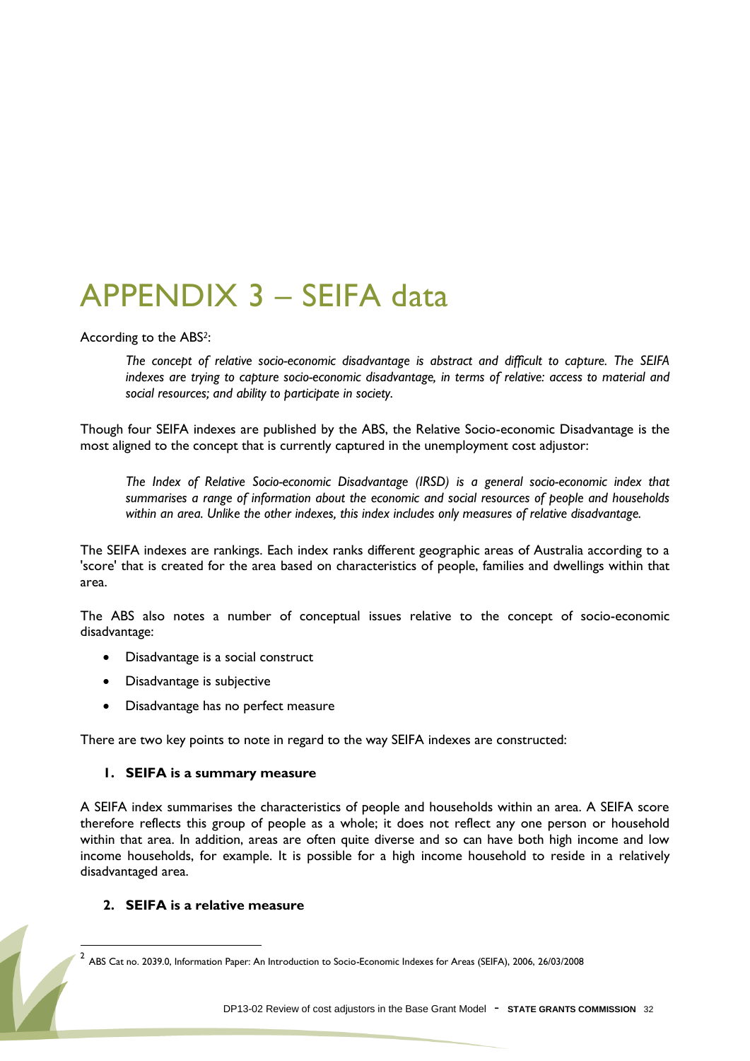# APPENDIX 3 – SEIFA data

According to the ABS[2]:

> *The concept of relative socio-economic disadvantage is abstract and difficult to capture. The SEIFA indexes are trying to capture socio-economic disadvantage, in terms of relative: access to material and social resources; and ability to participate in society.*

Though four SEIFA indexes are published by the ABS, the Relative Socio-economic Disadvantage is the most aligned to the concept that is currently captured in the unemployment cost adjustor:

> *The Index of Relative Socio-economic Disadvantage (IRSD) is a general socio-economic index that summarises a range of information about the economic and social resources of people and households within an area. Unlike the other indexes, this index includes only measures of relative disadvantage.*

The SEIFA indexes are rankings. Each index ranks different geographic areas of Australia according to a 'score' that is created for the area based on characteristics of people, families and dwellings within that area.

The ABS also notes a number of conceptual issues relative to the concept of socio-economic disadvantage:

- Disadvantage is a social construct
- Disadvantage is subjective
- Disadvantage has no perfect measure

There are two key points to note in regard to the way SEIFA indexes are constructed:

1. **SEIFA is a summary measure**

A SEIFA index summarises the characteristics of people and households within an area. A SEIFA score therefore reflects this group of people as a whole; it does not reflect any one person or household within that area. In addition, areas are often quite diverse and so can have both high income and low income households, for example. It is possible for a high income household to reside in a relatively disadvantaged area.

2. **SEIFA is a relative measure**

[2] ABS Cat no. 2039.0, Information Paper: An Introduction to Socio-Economic Indexes for Areas (SEIFA), 2006, 26/03/2008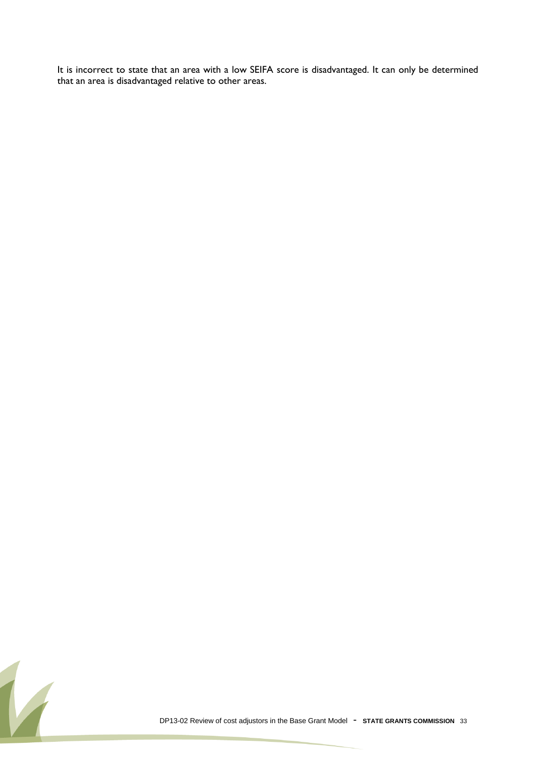It is incorrect to state that an area with a low SEIFA score is disadvantaged. It can only be determined that an area is disadvantaged relative to other areas.